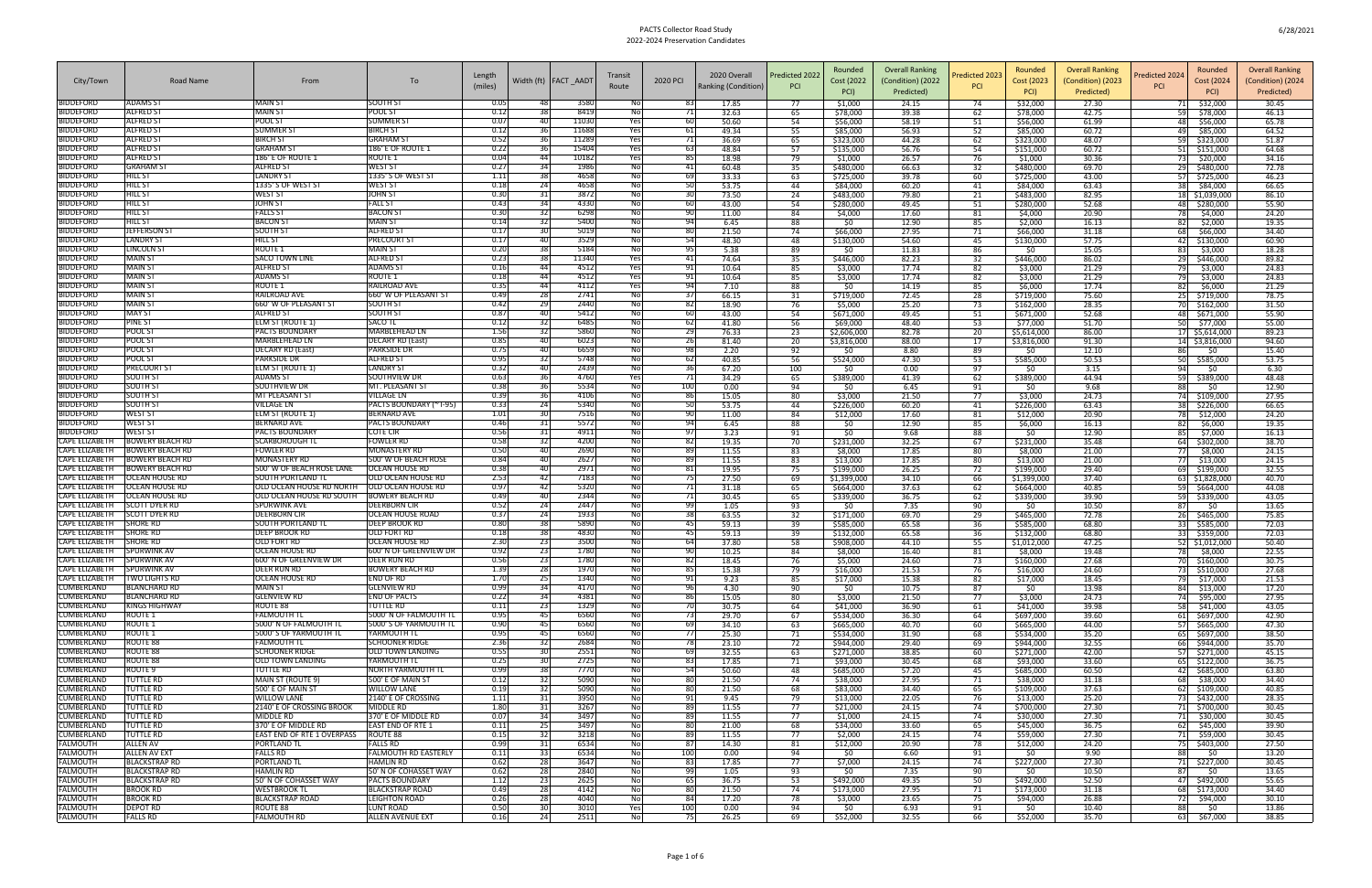| City/Town | Road Name | From | To | Length (miles) | Width (ft) | FACT _AADT | Transit Route | 2020 PCI | 2020 Overall Ranking (Condition) | Predicted 2022 PCI | Rounded Cost (2022 PCI) | Overall Ranking (Condition) (2022 Predicted) | Predicted 2023 PCI | Rounded Cost (2023 PCI) | Overall Ranking (Condition) (2023 Predicted) | Predicted 2024 PCI | Rounded Cost (2024 PCI) | Overall Ranking (Condition) (2024 Predicted) |
|---|---|---|---|---|---|---|---|---|---|---|---|---|---|---|---|---|---|---|
| BIDDEFORD | ADAMS ST | MAIN ST | SOUTH ST | 0.05 | 48 | 3580 | No | 83 | 17.85 | 77 | $1,000 | 24.15 | 74 | $32,000 | 27.30 | 71 | $32,000 | 30.45 |
| BIDDEFORD | ALFRED ST | MAIN ST | POOL ST | 0.12 | 38 | 8419 | No | 71 | 32.63 | 65 | $78,000 | 39.38 | 62 | $78,000 | 42.75 | 59 | $78,000 | 46.13 |
| BIDDEFORD | ALFRED ST | POOL ST | SUMMER ST | 0.07 | 40 | 11030 | Yes | 60 | 50.60 | 54 | $56,000 | 58.19 | 51 | $56,000 | 61.99 | 48 | $56,000 | 65.78 |
| BIDDEFORD | ALFRED ST | SUMMER ST | BIRCH ST | 0.12 | 36 | 11688 | Yes | 61 | 49.34 | 55 | $85,000 | 56.93 | 52 | $85,000 | 60.72 | 49 | $85,000 | 64.52 |
| BIDDEFORD | ALFRED ST | BIRCH ST | GRAHAM ST | 0.52 | 36 | 11289 | Yes | 71 | 36.69 | 65 | $323,000 | 44.28 | 62 | $323,000 | 48.07 | 59 | $323,000 | 51.87 |
| BIDDEFORD | ALFRED ST | GRAHAM ST | 186' E OF ROUTE 1 | 0.22 | 36 | 15404 | Yes | 63 | 48.84 | 57 | $135,000 | 56.76 | 54 | $151,000 | 60.72 | 51 | $151,000 | 64.68 |
| BIDDEFORD | ALFRED ST | 186' E OF ROUTE 1 | ROUTE 1 | 0.04 | 44 | 10182 | Yes | 85 | 18.98 | 79 | $1,000 | 26.57 | 76 | $1,000 | 30.36 | 73 | $20,000 | 34.16 |
| BIDDEFORD | GRAHAM ST | ALFRED ST | WEST ST | 0.27 | 34 | 1986 | No | 41 | 60.48 | 35 | $480,000 | 66.63 | 32 | $480,000 | 69.70 | 29 | $480,000 | 72.78 |
| BIDDEFORD | HILL ST | LANDRY ST | 1335' S OF WEST ST | 1.11 | 38 | 4658 | No | 69 | 33.33 | 63 | $725,000 | 39.78 | 60 | $725,000 | 43.00 | 57 | $725,000 | 46.23 |
| BIDDEFORD | HILL ST | 1335' S OF WEST ST | WEST ST | 0.18 | 24 | 4658 | No | 50 | 53.75 | 44 | $84,000 | 60.20 | 41 | $84,000 | 63.43 | 38 | $84,000 | 66.65 |
| BIDDEFORD | HILL ST | WEST ST | JOHN ST | 0.30 | 31 | 3872 | No | 30 | 73.50 | 24 | $483,000 | 79.80 | 21 | $483,000 | 82.95 | 18 | $1,039,000 | 86.10 |
| BIDDEFORD | HILL ST | JOHN ST | FALL ST | 0.43 | 34 | 4330 | No | 60 | 43.00 | 54 | $280,000 | 49.45 | 51 | $280,000 | 52.68 | 48 | $280,000 | 55.90 |
| BIDDEFORD | HILL ST | FALLS ST | BACON ST | 0.30 | 32 | 6298 | No | 90 | 11.00 | 84 | $4,000 | 17.60 | 81 | $4,000 | 20.90 | 78 | $4,000 | 24.20 |
| BIDDEFORD | HILL ST | BACON ST | MAIN ST | 0.14 | 32 | 5400 | No | 94 | 6.45 | 88 | $0 | 12.90 | 85 | $2,000 | 16.13 | 82 | $2,000 | 19.35 |
| BIDDEFORD | JEFFERSON ST | SOUTH ST | ALFRED ST | 0.17 | 30 | 5019 | No | 80 | 21.50 | 74 | $66,000 | 27.95 | 71 | $66,000 | 31.18 | 68 | $66,000 | 34.40 |
| BIDDEFORD | LANDRY ST | HILL ST | PRECOURT ST | 0.17 | 40 | 3529 | No | 54 | 48.30 | 48 | $130,000 | 54.60 | 45 | $130,000 | 57.75 | 42 | $130,000 | 60.90 |
| BIDDEFORD | LINCOLN ST | ROUTE 1 | MAIN ST | 0.20 | 38 | 5184 | No | 95 | 5.38 | 89 | $0 | 11.83 | 86 | $0 | 15.05 | 83 | $3,000 | 18.28 |
| BIDDEFORD | MAIN ST | SACO TOWN LINE | ALFRED ST | 0.23 | 38 | 11340 | Yes | 41 | 74.64 | 35 | $446,000 | 82.23 | 32 | $446,000 | 86.02 | 29 | $446,000 | 89.82 |
| BIDDEFORD | MAIN ST | ALFRED ST | ADAMS ST | 0.16 | 44 | 4512 | Yes | 91 | 10.64 | 85 | $3,000 | 17.74 | 82 | $3,000 | 21.29 | 79 | $3,000 | 24.83 |
| BIDDEFORD | MAIN ST | ADAMS ST | ROUTE 1 | 0.18 | 44 | 4512 | Yes | 91 | 10.64 | 85 | $3,000 | 17.74 | 82 | $3,000 | 21.29 | 79 | $3,000 | 24.83 |
| BIDDEFORD | MAIN ST | ROUTE 1 | RAILROAD AVE | 0.35 | 44 | 4112 | Yes | 94 | 7.10 | 88 | $0 | 14.19 | 85 | $6,000 | 17.74 | 82 | $6,000 | 21.29 |
| BIDDEFORD | MAIN ST | RAILROAD AVE | 660' W OF PLEASANT ST | 0.49 | 28 | 2741 | No | 37 | 66.15 | 31 | $719,000 | 72.45 | 28 | $719,000 | 75.60 | 25 | $719,000 | 78.75 |
| BIDDEFORD | MAIN ST | 660' W OF PLEASANT ST | SOUTH ST | 0.42 | 29 | 2440 | No | 82 | 18.90 | 76 | $5,000 | 25.20 | 73 | $162,000 | 28.35 | 70 | $162,000 | 31.50 |
| BIDDEFORD | MAY ST | ALFRED ST | SOUTH ST | 0.87 | 40 | 5412 | No | 60 | 43.00 | 54 | $671,000 | 49.45 | 51 | $671,000 | 52.68 | 48 | $671,000 | 55.90 |
| BIDDEFORD | PINE ST | ELM ST (ROUTE 1) | SACO TL | 0.12 | 32 | 6485 | No | 62 | 41.80 | 56 | $69,000 | 48.40 | 53 | $77,000 | 51.70 | 50 | $77,000 | 55.00 |
| BIDDEFORD | POOL ST | PACTS BOUNDARY | MARBLEHEAD LN | 1.56 | 32 | 5860 | No | 29 | 76.33 | 23 | $2,606,000 | 82.78 | 20 | $5,614,000 | 86.00 | 17 | $5,614,000 | 89.23 |
| BIDDEFORD | POOL ST | MARBLEHEAD LN | DECARY RD (East) | 0.85 | 40 | 6023 | No | 26 | 81.40 | 20 | $3,816,000 | 88.00 | 17 | $3,816,000 | 91.30 | 14 | $3,816,000 | 94.60 |
| BIDDEFORD | POOL ST | DECARY RD (East) | PARKSIDE DR | 0.75 | 40 | 6659 | No | 98 | 2.20 | 92 | $0 | 8.80 | 89 | $0 | 12.10 | 86 | $0 | 15.40 |
| BIDDEFORD | POOL ST | PARKSIDE DR | ALFRED ST | 0.95 | 32 | 5748 | No | 62 | 40.85 | 56 | $524,000 | 47.30 | 53 | $585,000 | 50.53 | 50 | $585,000 | 53.75 |
| BIDDEFORD | PRECOURT ST | ELM ST (ROUTE 1) | LANDRY ST | 0.32 | 40 | 2439 | No | 36 | 67.20 | 100 | $0 | 0.00 | 97 | $0 | 3.15 | 94 | $0 | 6.30 |
| BIDDEFORD | SOUTH ST | ADAMS ST | SOUTHVIEW DR | 0.63 | 36 | 4760 | Yes | 71 | 34.29 | 65 | $389,000 | 41.39 | 62 | $389,000 | 44.94 | 59 | $389,000 | 48.48 |
| BIDDEFORD | SOUTH ST | SOUTHVIEW DR | MT. PLEASANT ST | 0.38 | 36 | 5534 | No | 100 | 0.00 | 94 | $0 | 6.45 | 91 | $0 | 9.68 | 88 | $0 | 12.90 |
| BIDDEFORD | SOUTH ST | MT PLEASANT ST | VILLAGE LN | 0.39 | 36 | 4106 | No | 86 | 15.05 | 80 | $3,000 | 21.50 | 77 | $3,000 | 24.73 | 74 | $109,000 | 27.95 |
| BIDDEFORD | SOUTH ST | VILLAGE LN | PACTS BOUNDARY (~I-95) | 0.33 | 24 | 5340 | No | 50 | 53.75 | 44 | $226,000 | 60.20 | 41 | $226,000 | 63.43 | 38 | $226,000 | 66.65 |
| BIDDEFORD | WEST ST | ELM ST (ROUTE 1) | BERNARD AVE | 1.01 | 30 | 7516 | No | 90 | 11.00 | 84 | $12,000 | 17.60 | 81 | $12,000 | 20.90 | 78 | $12,000 | 24.20 |
| BIDDEFORD | WEST ST | BERNARD AVE | PACTS BOUNDARY | 0.46 | 31 | 5572 | No | 94 | 6.45 | 88 | $0 | 12.90 | 85 | $6,000 | 16.13 | 82 | $6,000 | 19.35 |
| BIDDEFORD | WEST ST | PACTS BOUNDARY | COTE CIR | 0.56 | 31 | 4911 | No | 97 | 3.23 | 91 | $0 | 9.68 | 88 | $0 | 12.90 | 85 | $7,000 | 16.13 |
| CAPE ELIZABETH | BOWERY BEACH RD | SCARBOROUGH TL | FOWLER RD | 0.58 | 32 | 4200 | No | 82 | 19.35 | 70 | $231,000 | 32.25 | 67 | $231,000 | 35.48 | 64 | $302,000 | 38.70 |
| CAPE ELIZABETH | BOWERY BEACH RD | FOWLER RD | MONASTERY RD | 0.50 | 40 | 2690 | No | 89 | 11.55 | 83 | $8,000 | 17.85 | 80 | $8,000 | 21.00 | 77 | $8,000 | 24.15 |
| CAPE ELIZABETH | BOWERY BEACH RD | MONASTERY RD | 500' W OF BEACH ROSE | 0.84 | 40 | 2627 | No | 89 | 11.55 | 83 | $13,000 | 17.85 | 80 | $13,000 | 21.00 | 77 | $13,000 | 24.15 |
| CAPE ELIZABETH | BOWERY BEACH RD | 500' W OF BEACH ROSE LANE | OCEAN HOUSE RD | 0.38 | 40 | 2971 | No | 81 | 19.95 | 75 | $199,000 | 26.25 | 72 | $199,000 | 29.40 | 69 | $199,000 | 32.55 |
| CAPE ELIZABETH | OCEAN HOUSE RD | SOUTH PORTLAND TL | OLD OCEAN HOUSE RD | 2.53 | 42 | 7183 | No | 75 | 27.50 | 69 | $1,399,000 | 34.10 | 66 | $1,399,000 | 37.40 | 63 | $1,828,000 | 40.70 |
| CAPE ELIZABETH | OCEAN HOUSE RD | OLD OCEAN HOUSE RD NORTH | OLD OCEAN HOUSE RD | 0.97 | 42 | 5320 | No | 71 | 31.18 | 65 | $664,000 | 37.63 | 62 | $664,000 | 40.85 | 59 | $664,000 | 44.08 |
| CAPE ELIZABETH | OCEAN HOUSE RD | OLD OCEAN HOUSE RD SOUTH | BOWERY BEACH RD | 0.49 | 40 | 2344 | No | 71 | 30.45 | 65 | $339,000 | 36.75 | 62 | $339,000 | 39.90 | 59 | $339,000 | 43.05 |
| CAPE ELIZABETH | SCOTT DYER RD | SPURWINK AVE | DEERBORN CIR | 0.52 | 24 | 2447 | No | 99 | 1.05 | 93 | $0 | 7.35 | 90 | $0 | 10.50 | 87 | $0 | 13.65 |
| CAPE ELIZABETH | SCOTT DYER RD | DEERBORN CIR | OCEAN HOUSE ROAD | 0.37 | 24 | 1933 | No | 38 | 63.55 | 32 | $171,000 | 69.70 | 29 | $465,000 | 72.78 | 26 | $465,000 | 75.85 |
| CAPE ELIZABETH | SHORE RD | SOUTH PORTLAND TL | DEEP BROOK RD | 0.80 | 38 | 5890 | No | 45 | 59.13 | 39 | $585,000 | 65.58 | 36 | $585,000 | 68.80 | 33 | $585,000 | 72.03 |
| CAPE ELIZABETH | SHORE RD | DEEP BROOK RD | OLD FORT RD | 0.18 | 38 | 4830 | No | 45 | 59.13 | 39 | $132,000 | 65.58 | 36 | $132,000 | 68.80 | 33 | $359,000 | 72.03 |
| CAPE ELIZABETH | SHORE RD | OLD FORT RD | OCEAN HOUSE RD | 2.30 | 23 | 3500 | No | 64 | 37.80 | 58 | $908,000 | 44.10 | 55 | $1,012,000 | 47.25 | 52 | $1,012,000 | 50.40 |
| CAPE ELIZABETH | SPURWINK AV | OCEAN HOUSE RD | 600' N OF GREENVIEW DR | 0.92 | 23 | 1780 | No | 90 | 10.25 | 84 | $8,000 | 16.40 | 81 | $8,000 | 19.48 | 78 | $8,000 | 22.55 |
| CAPE ELIZABETH | SPURWINK AV | 600' N OF GREENVIEW DR | DEER RUN RD | 0.56 | 23 | 1780 | No | 82 | 18.45 | 76 | $5,000 | 24.60 | 73 | $160,000 | 27.68 | 70 | $160,000 | 30.75 |
| CAPE ELIZABETH | SPURWINK AV | DEER RUN RD | BOWERY BEACH RD | 1.39 | 28 | 1970 | No | 85 | 15.38 | 79 | $16,000 | 21.53 | 76 | $16,000 | 24.60 | 73 | $510,000 | 27.68 |
| CAPE ELIZABETH | TWO LIGHTS RD | OCEAN HOUSE RD | END OF RD | 1.70 | 25 | 1340 | No | 91 | 9.23 | 85 | $17,000 | 15.38 | 82 | $17,000 | 18.45 | 79 | $17,000 | 21.53 |
| CUMBERLAND | BLANCHARD RD | MAIN ST | GLENVIEW RD | 0.99 | 34 | 4170 | No | 96 | 4.30 | 90 | $0 | 10.75 | 87 | $0 | 13.98 | 84 | $13,000 | 17.20 |
| CUMBERLAND | BLANCHARD RD | GLENVIEW RD | END OF PACTS | 0.22 | 34 | 4381 | No | 86 | 15.05 | 80 | $3,000 | 21.50 | 77 | $3,000 | 24.73 | 74 | $95,000 | 27.95 |
| CUMBERLAND | KINGS HIGHWAY | ROUTE 88 | TUTTLE RD | 0.11 | 23 | 1329 | No | 70 | 30.75 | 64 | $41,000 | 36.90 | 61 | $41,000 | 39.98 | 58 | $41,000 | 43.05 |
| CUMBERLAND | ROUTE 1 | FALMOUTH TL | 5000' N OF FALMOUTH TL | 0.95 | 45 | 6560 | No | 73 | 29.70 | 67 | $534,000 | 36.30 | 64 | $697,000 | 39.60 | 61 | $697,000 | 42.90 |
| CUMBERLAND | ROUTE 1 | 5000' N OF FALMOUTH TL | 5000' S OF YARMOUTH TL | 0.90 | 45 | 6560 | No | 69 | 34.10 | 63 | $665,000 | 40.70 | 60 | $665,000 | 44.00 | 57 | $665,000 | 47.30 |
| CUMBERLAND | ROUTE 1 | 5000' S OF YARMOUTH TL | YARMOUTH TL | 0.95 | 45 | 6560 | No | 77 | 25.30 | 71 | $534,000 | 31.90 | 68 | $534,000 | 35.20 | 65 | $697,000 | 38.50 |
| CUMBERLAND | ROUTE 88 | FALMOUTH TL | SCHOONER RIDGE | 2.36 | 32 | 2684 | No | 78 | 23.10 | 72 | $944,000 | 29.40 | 69 | $944,000 | 32.55 | 66 | $944,000 | 35.70 |
| CUMBERLAND | ROUTE 88 | SCHOONER RIDGE | OLD TOWN LANDING | 0.55 | 30 | 2551 | No | 69 | 32.55 | 63 | $271,000 | 38.85 | 60 | $271,000 | 42.00 | 57 | $271,000 | 45.15 |
| CUMBERLAND | ROUTE 88 | OLD TOWN LANDING | YARMOUTH TL | 0.25 | 30 | 2725 | No | 83 | 17.85 | 71 | $93,000 | 30.45 | 68 | $93,000 | 33.60 | 65 | $122,000 | 36.75 |
| CUMBERLAND | ROUTE 9 | TUTTLE RD | NORTH YARMOUTH TL | 0.99 | 38 | 7770 | No | 54 | 50.60 | 48 | $685,000 | 57.20 | 45 | $685,000 | 60.50 | 42 | $685,000 | 63.80 |
| CUMBERLAND | TUTTLE RD | MAIN ST (ROUTE 9) | 500' E OF MAIN ST | 0.12 | 32 | 5090 | No | 80 | 21.50 | 74 | $38,000 | 27.95 | 71 | $38,000 | 31.18 | 68 | $38,000 | 34.40 |
| CUMBERLAND | TUTTLE RD | 500' E OF MAIN ST | WILLOW LANE | 0.19 | 32 | 5090 | No | 80 | 21.50 | 68 | $83,000 | 34.40 | 65 | $109,000 | 37.63 | 62 | $109,000 | 40.85 |
| CUMBERLAND | TUTTLE RD | WILLOW LANE | 2140' E OF CROSSING | 1.11 | 31 | 3950 | No | 91 | 9.45 | 79 | $13,000 | 22.05 | 76 | $13,000 | 25.20 | 73 | $432,000 | 28.35 |
| CUMBERLAND | TUTTLE RD | 2140' E OF CROSSING BROOK | MIDDLE RD | 1.80 | 31 | 3267 | No | 89 | 11.55 | 77 | $21,000 | 24.15 | 74 | $700,000 | 27.30 | 71 | $700,000 | 30.45 |
| CUMBERLAND | TUTTLE RD | MIDDLE RD | 370' E OF MIDDLE RD | 0.07 | 34 | 3497 | No | 89 | 11.55 | 77 | $1,000 | 24.15 | 74 | $30,000 | 27.30 | 71 | $30,000 | 30.45 |
| CUMBERLAND | TUTTLE RD | 370' E OF MIDDLE RD | EAST END OF RTE 1 | 0.11 | 25 | 3497 | No | 80 | 21.00 | 68 | $34,000 | 33.60 | 65 | $45,000 | 36.75 | 62 | $45,000 | 39.90 |
| CUMBERLAND | TUTTLE RD | EAST END OF RTE 1 OVERPASS | ROUTE 88 | 0.15 | 32 | 3218 | No | 89 | 11.55 | 77 | $2,000 | 24.15 | 74 | $59,000 | 27.30 | 71 | $59,000 | 30.45 |
| FALMOUTH | ALLEN AV | PORTLAND TL | FALLS RD | 0.99 | 31 | 6534 | No | 87 | 14.30 | 81 | $12,000 | 20.90 | 78 | $12,000 | 24.20 | 75 | $403,000 | 27.50 |
| FALMOUTH | ALLEN AV EXT | FALLS RD | FALMOUTH RD EASTERLY | 0.11 | 33 | 6534 | No | 100 | 0.00 | 94 | $0 | 6.60 | 91 | $0 | 9.90 | 88 | $0 | 13.20 |
| FALMOUTH | BLACKSTRAP RD | PORTLAND TL | HAMLIN RD | 0.62 | 28 | 3647 | No | 83 | 17.85 | 77 | $7,000 | 24.15 | 74 | $227,000 | 27.30 | 71 | $227,000 | 30.45 |
| FALMOUTH | BLACKSTRAP RD | HAMLIN RD | 50' N OF COHASSET WAY | 0.62 | 28 | 2840 | No | 99 | 1.05 | 93 | $0 | 7.35 | 90 | $0 | 10.50 | 87 | $0 | 13.65 |
| FALMOUTH | BLACKSTRAP RD | 50' N OF COHASSET WAY | PACTS BOUNDARY | 1.12 | 23 | 2625 | No | 65 | 36.75 | 53 | $492,000 | 49.35 | 50 | $492,000 | 52.50 | 47 | $492,000 | 55.65 |
| FALMOUTH | BROOK RD | WESTBROOK TL | BLACKSTRAP ROAD | 0.49 | 28 | 4142 | No | 80 | 21.50 | 74 | $173,000 | 27.95 | 71 | $173,000 | 31.18 | 68 | $173,000 | 34.40 |
| FALMOUTH | BROOK RD | BLACKSTRAP ROAD | LEIGHTON ROAD | 0.26 | 28 | 4040 | No | 84 | 17.20 | 78 | $3,000 | 23.65 | 75 | $94,000 | 26.88 | 72 | $94,000 | 30.10 |
| FALMOUTH | DEPOT RD | ROUTE 88 | LUNT ROAD | 0.50 | 30 | 3010 | Yes | 100 | 0.00 | 94 | $0 | 6.93 | 91 | $0 | 10.40 | 88 | $0 | 13.86 |
| FALMOUTH | FALLS RD | FALMOUTH RD | ALLEN AVENUE EXT | 0.16 | 24 | 2511 | No | 75 | 26.25 | 69 | $52,000 | 32.55 | 66 | $52,000 | 35.70 | 63 | $67,000 | 38.85 |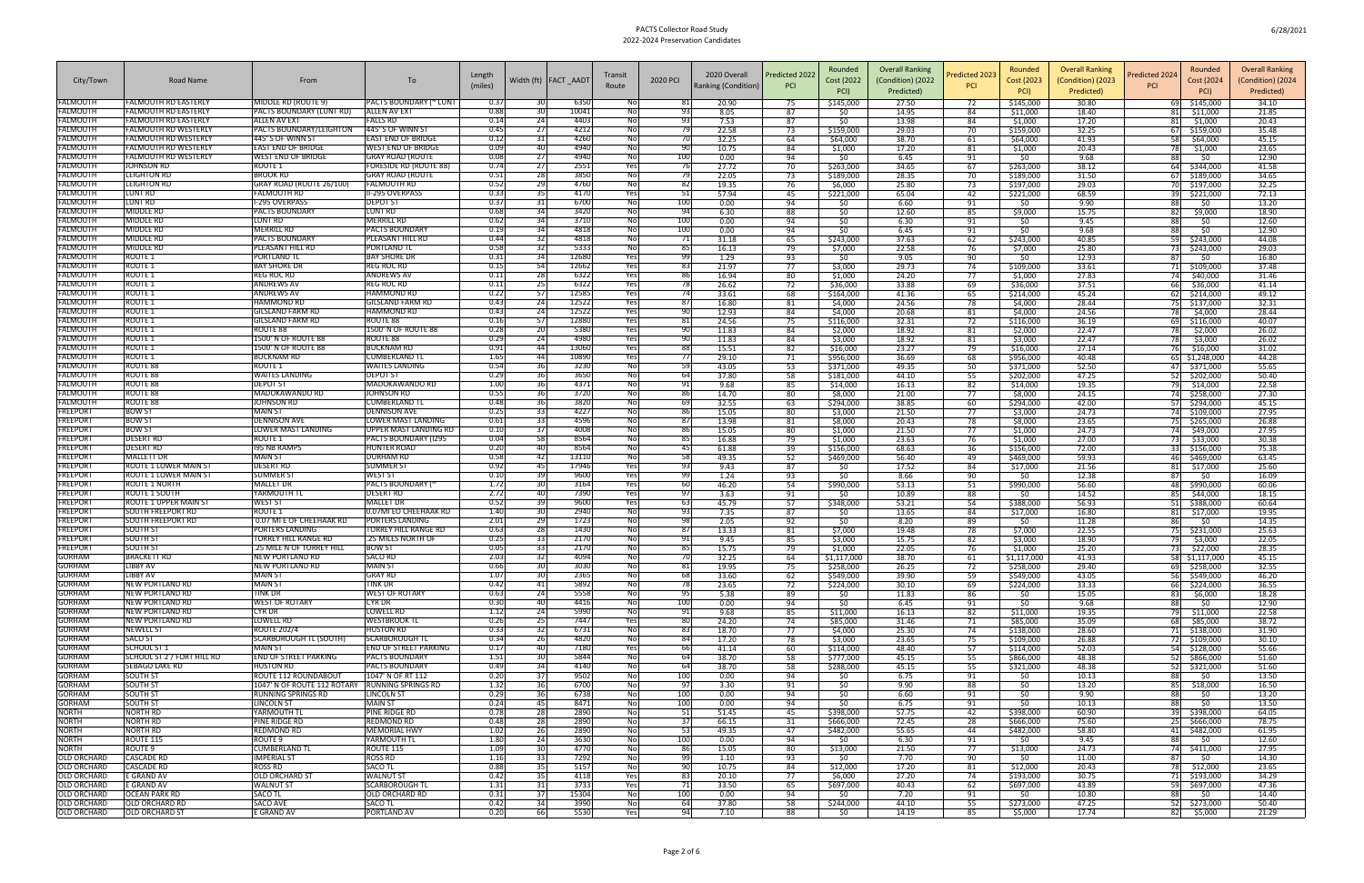| City/Town | Road Name | From | To | Length (miles) | Width (ft) | FACT_AADT | Transit Route | 2020 PCI | 2020 Overall Ranking (Condition) | Predicted 2022 PCI | Rounded Cost (2022 PCI) | Overall Ranking (Condition) (2022 Predicted) | Predicted 2023 PCI | Rounded Cost (2023 PCI) | Overall Ranking (Condition) (2023 Predicted) | Predicted 2024 PCI | Rounded Cost (2024 PCI) | Overall Ranking (Condition) (2024 Predicted) |
|---|---|---|---|---|---|---|---|---|---|---|---|---|---|---|---|---|---|---|
| FALMOUTH | FALMOUTH RD EASTERLY | MIDDLE RD (ROUTE 9) | PACTS BOUNDARY (~ CUNT | 0.37 | 30 | 6350 | No | 81 | 20.90 | 75 | $145,000 | 27.50 | 72 | $145,000 | 30.80 | 69 | $145,000 | 34.10 |
| FALMOUTH | FALMOUTH RD EASTERLY | PACTS BOUNDARY (LUNT RD) | ALLEN AV EXT | 0.88 | 30 | 10041 | No | 93 | 8.05 | 87 | $0 | 14.95 | 84 | $11,000 | 18.40 | 81 | $11,000 | 21.85 |
| FALMOUTH | FALMOUTH RD EASTERLY | ALLEN AV EXT | FALLS RD | 0.14 | 24 | 4403 | No | 93 | 7.53 | 87 | $0 | 13.98 | 84 | $1,000 | 17.20 | 81 | $1,000 | 20.43 |
| FALMOUTH | FALMOUTH RD WESTERLY | PACTS BOUNDARY/LEIGHTON | 445' S OF WINN ST | 0.45 | 27 | 4212 | No | 79 | 22.58 | 73 | $159,000 | 29.03 | 70 | $159,000 | 32.25 | 67 | $159,000 | 35.48 |
| FALMOUTH | FALMOUTH RD WESTERLY | 445' S OF WINN ST | EAST END OF BRIDGE | 0.12 | 31 | 4260 | No | 70 | 32.25 | 64 | $64,000 | 38.70 | 61 | $64,000 | 41.93 | 58 | $64,000 | 45.15 |
| FALMOUTH | FALMOUTH RD WESTERLY | EAST END OF BRIDGE | WEST END OF BRIDGE | 0.09 | 40 | 4940 | No | 90 | 10.75 | 84 | $1,000 | 17.20 | 81 | $1,000 | 20.43 | 78 | $1,000 | 23.65 |
| FALMOUTH | FALMOUTH RD WESTERLY | WEST END OF BRIDGE | GRAY ROAD (ROUTE | 0.08 | 27 | 4940 | No | 100 | 0.00 | 94 | $0 | 6.45 | 91 | $0 | 9.68 | 88 | $0 | 12.90 |
| FALMOUTH | JOHNSON RD | ROUTE 1 | FORESIDE RD (ROUTE 88) | 0.74 | 27 | 2551 | Yes | 76 | 27.72 | 70 | $263,000 | 34.65 | 67 | $263,000 | 38.12 | 64 | $344,000 | 41.58 |
| FALMOUTH | LEIGHTON RD | BROOK RD | GRAY ROAD (ROUTE | 0.51 | 28 | 3850 | No | 79 | 22.05 | 73 | $189,000 | 28.35 | 70 | $189,000 | 31.50 | 67 | $189,000 | 34.65 |
| FALMOUTH | LEIGHTON RD | GRAY ROAD (ROUTE 26/100) | FALMOUTH RD | 0.52 | 29 | 4760 | No | 82 | 19.35 | 76 | $6,000 | 25.80 | 73 | $197,000 | 29.03 | 70 | $197,000 | 32.25 |
| FALMOUTH | LUNT RD | FALMOUTH RD | I-295 OVERPASS | 0.33 | 35 | 4170 | Yes | 51 | 57.94 | 45 | $221,000 | 65.04 | 42 | $221,000 | 68.59 | 39 | $221,000 | 72.13 |
| FALMOUTH | LUNT RD | I-295 OVERPASS | DEPOT ST | 0.37 | 31 | 6700 | No | 100 | 0.00 | 94 | $0 | 6.60 | 91 | $0 | 9.90 | 88 | $0 | 13.20 |
| FALMOUTH | MIDDLE RD | PACTS BOUNDARY | LUNT RD | 0.68 | 34 | 3420 | No | 94 | 6.30 | 88 | $0 | 12.60 | 85 | $9,000 | 15.75 | 82 | $9,000 | 18.90 |
| FALMOUTH | MIDDLE RD | LUNT RD | MERRILL RD | 0.62 | 34 | 3710 | No | 100 | 0.00 | 94 | $0 | 6.30 | 91 | $0 | 9.45 | 88 | $0 | 12.60 |
| FALMOUTH | MIDDLE RD | MERRILL RD | PACTS BOUNDARY | 0.19 | 34 | 4818 | No | 100 | 0.00 | 94 | $0 | 6.45 | 91 | $0 | 9.68 | 88 | $0 | 12.90 |
| FALMOUTH | MIDDLE RD | PACTS BOUNDARY | PLEASANT HILL RD | 0.44 | 32 | 4818 | No | 71 | 31.18 | 65 | $243,000 | 37.63 | 62 | $243,000 | 40.85 | 59 | $243,000 | 44.08 |
| FALMOUTH | MIDDLE RD | PLEASANT HILL RD | PORTLAND TL | 0.58 | 32 | 5333 | No | 85 | 16.13 | 79 | $7,000 | 22.58 | 76 | $7,000 | 25.80 | 73 | $243,000 | 29.03 |
| FALMOUTH | ROUTE 1 | PORTLAND TL | BAY SHORE DR | 0.31 | 34 | 12680 | Yes | 99 | 1.29 | 93 | $0 | 9.05 | 90 | $0 | 12.93 | 87 | $0 | 16.80 |
| FALMOUTH | ROUTE 1 | BAY SHORE DR | REG ROC RD | 0.15 | 54 | 12662 | Yes | 83 | 21.97 | 77 | $3,000 | 29.73 | 74 | $109,000 | 33.61 | 71 | $109,000 | 37.48 |
| FALMOUTH | ROUTE 1 | REG ROC RD | ANDREWS AV | 0.11 | 28 | 6322 | Yes | 86 | 16.94 | 80 | $1,000 | 24.20 | 77 | $1,000 | 27.83 | 74 | $40,000 | 31.46 |
| FALMOUTH | ROUTE 1 | ANDREWS AV | REG ROC RD | 0.11 | 25 | 6322 | Yes | 78 | 26.62 | 72 | $36,000 | 33.88 | 69 | $36,000 | 37.51 | 66 | $36,000 | 41.14 |
| FALMOUTH | ROUTE 1 | ANDREWS AV | HAMMOND RD | 0.22 | 57 | 12585 | Yes | 74 | 33.61 | 68 | $164,000 | 41.36 | 65 | $214,000 | 45.24 | 62 | $214,000 | 49.12 |
| FALMOUTH | ROUTE 1 | HAMMOND RD | GILSLAND FARM RD | 0.43 | 24 | 12522 | Yes | 87 | 16.80 | 81 | $4,000 | 24.56 | 78 | $4,000 | 28.44 | 75 | $137,000 | 32.31 |
| FALMOUTH | ROUTE 1 | GILSLAND FARM RD | HAMMOND RD | 0.43 | 24 | 12522 | Yes | 90 | 12.93 | 84 | $4,000 | 20.68 | 81 | $4,000 | 24.56 | 78 | $4,000 | 28.44 |
| FALMOUTH | ROUTE 1 | GILSLAND FARM RD | ROUTE 88 | 0.16 | 57 | 12880 | Yes | 81 | 24.56 | 75 | $116,000 | 32.31 | 72 | $116,000 | 36.19 | 69 | $116,000 | 40.07 |
| FALMOUTH | ROUTE 1 | ROUTE 88 | 1500' N OF ROUTE 88 | 0.28 | 20 | 5380 | Yes | 90 | 11.83 | 84 | $2,000 | 18.92 | 81 | $2,000 | 22.47 | 78 | $2,000 | 26.02 |
| FALMOUTH | ROUTE 1 | 1500' N OF ROUTE 88 | ROUTE 88 | 0.29 | 24 | 4980 | Yes | 90 | 11.83 | 84 | $3,000 | 18.92 | 81 | $3,000 | 22.47 | 78 | $3,000 | 26.02 |
| FALMOUTH | ROUTE 1 | 1500' N OF ROUTE 88 | BUCKNAM RD | 0.91 | 44 | 13060 | Yes | 88 | 15.51 | 82 | $16,000 | 23.27 | 79 | $16,000 | 27.14 | 76 | $16,000 | 31.02 |
| FALMOUTH | ROUTE 1 | BUCKNAM RD | CUMBERLAND TL | 1.65 | 44 | 10890 | Yes | 77 | 29.10 | 71 | $956,000 | 36.69 | 68 | $956,000 | 40.48 | 65 | $1,248,000 | 44.28 |
| FALMOUTH | ROUTE 88 | ROUTE 1 | WAITES LANDING | 0.54 | 36 | 3230 | No | 59 | 43.05 | 53 | $371,000 | 49.35 | 50 | $371,000 | 52.50 | 47 | $371,000 | 55.65 |
| FALMOUTH | ROUTE 88 | WAITES LANDING | DEPOT ST | 0.29 | 36 | 3650 | No | 64 | 37.80 | 58 | $181,000 | 44.10 | 55 | $202,000 | 47.25 | 52 | $202,000 | 50.40 |
| FALMOUTH | ROUTE 88 | DEPOT ST | MADOKAWANDO RD | 1.00 | 36 | 4371 | No | 91 | 9.68 | 85 | $14,000 | 16.13 | 82 | $14,000 | 19.35 | 79 | $14,000 | 22.58 |
| FALMOUTH | ROUTE 88 | MADOKAWANDO RD | JOHNSON RD | 0.55 | 36 | 3720 | No | 86 | 14.70 | 80 | $8,000 | 21.00 | 77 | $8,000 | 24.15 | 74 | $258,000 | 27.30 |
| FALMOUTH | ROUTE 88 | JOHNSON RD | CUMBERLAND TL | 0.48 | 36 | 3820 | No | 69 | 32.55 | 63 | $294,000 | 38.85 | 60 | $294,000 | 42.00 | 57 | $294,000 | 45.15 |
| FREEPORT | BOW ST | MAIN ST | DENNISON AVE | 0.25 | 33 | 4227 | No | 86 | 15.05 | 80 | $3,000 | 21.50 | 77 | $3,000 | 24.73 | 74 | $109,000 | 27.95 |
| FREEPORT | BOW ST | DENNISON AVE | LOWER MAST LANDING | 0.61 | 33 | 4596 | No | 87 | 13.98 | 81 | $8,000 | 20.43 | 78 | $8,000 | 23.65 | 75 | $265,000 | 26.88 |
| FREEPORT | BOW ST | LOWER MAST LANDING | UPPER MAST LANDING RD | 0.10 | 37 | 4008 | No | 86 | 15.05 | 80 | $1,000 | 21.50 | 77 | $1,000 | 24.73 | 74 | $49,000 | 27.95 |
| FREEPORT | DESERT RD | ROUTE 1 | PACTS BOUNDARY (I295 | 0.04 | 58 | 8564 | No | 85 | 16.88 | 79 | $1,000 | 23.63 | 76 | $1,000 | 27.00 | 73 | $33,000 | 30.38 |
| FREEPORT | DESERT RD | I95 NB RAMPS | HUNTER ROAD | 0.20 | 40 | 8564 | No | 45 | 61.88 | 39 | $156,000 | 68.63 | 36 | $156,000 | 72.00 | 33 | $156,000 | 75.38 |
| FREEPORT | MALLETT DR | MAIN ST | DURHAM RD | 0.58 | 42 | 13110 | No | 58 | 49.35 | 52 | $469,000 | 56.40 | 49 | $469,000 | 59.93 | 46 | $469,000 | 63.45 |
| FREEPORT | ROUTE 1 LOWER MAIN ST | DESERT RD | SUMMER ST | 0.92 | 45 | 17946 | Yes | 93 | 9.43 | 87 | $0 | 17.52 | 84 | $17,000 | 21.56 | 81 | $17,000 | 25.60 |
| FREEPORT | ROUTE 1 LOWER MAIN ST | SUMMER ST | WEST ST | 0.10 | 39 | 9600 | Yes | 99 | 1.24 | 93 | $0 | 8.66 | 90 | $0 | 12.38 | 87 | $0 | 16.09 |
| FREEPORT | ROUTE 1 NORTH | MALLET DR | PACTS BOUNDARY (~ | 1.72 | 30 | 3164 | Yes | 60 | 46.20 | 54 | $990,000 | 53.13 | 51 | $990,000 | 56.60 | 48 | $990,000 | 60.06 |
| FREEPORT | ROUTE 1 SOUTH | YARMOUTH TL | DESERT RD | 2.72 | 40 | 7390 | Yes | 97 | 3.63 | 91 | $0 | 10.89 | 88 | $0 | 14.52 | 85 | $44,000 | 18.15 |
| FREEPORT | ROUTE 1 UPPER MAIN ST | WEST ST | MALLET DR | 0.52 | 39 | 9600 | Yes | 63 | 45.79 | 57 | $348,000 | 53.21 | 54 | $388,000 | 56.93 | 51 | $388,000 | 60.64 |
| FREEPORT | SOUTH FREEPORT RD | ROUTE 1 | 0.07 MI E OO CHEEHAAK RD | 1.40 | 30 | 2940 | No | 93 | 7.35 | 87 | $0 | 13.65 | 84 | $17,000 | 16.80 | 81 | $17,000 | 19.95 |
| FREEPORT | SOUTH FREEPORT RD | 0.07 MI E OF CHEEHAAK RD | PORTERS LANDING | 2.01 | 29 | 1723 | No | 98 | 2.05 | 92 | $0 | 8.20 | 89 | $0 | 11.28 | 86 | $0 | 14.35 |
| FREEPORT | SOUTH ST | PORTERS LANDING | TORREY HILL RANGE RD | 0.63 | 28 | 1430 | No | 87 | 13.33 | 81 | $7,000 | 19.48 | 78 | $7,000 | 22.55 | 75 | $231,000 | 25.63 |
| FREEPORT | SOUTH ST | TORREY HILL RANGE RD | .25 MILES NORTH OF | 0.25 | 33 | 2170 | No | 91 | 9.45 | 85 | $3,000 | 15.75 | 82 | $3,000 | 18.90 | 79 | $3,000 | 22.05 |
| FREEPORT | SOUTH ST | .25 MILE N OF TORREY HILL | BOW ST | 0.05 | 33 | 2170 | No | 85 | 15.75 | 79 | $1,000 | 22.05 | 76 | $1,000 | 25.20 | 73 | $22,000 | 28.35 |
| GORHAM | BRACKETT RD | NEW PORTLAND RD | SACO RD | 2.03 | 32 | 4094 | No | 70 | 32.25 | 64 | $1,117,000 | 38.70 | 61 | $1,117,000 | 41.93 | 58 | $1,117,000 | 45.15 |
| GORHAM | LIBBY AV | NEW PORTLAND RD | MAIN ST | 0.66 | 30 | 3030 | No | 81 | 19.95 | 75 | $258,000 | 26.25 | 72 | $258,000 | 29.40 | 69 | $258,000 | 32.55 |
| GORHAM | LIBBY AV | MAIN ST | GRAY RD | 1.07 | 30 | 2365 | No | 68 | 33.60 | 62 | $549,000 | 39.90 | 59 | $549,000 | 43.05 | 56 | $549,000 | 46.20 |
| GORHAM | NEW PORTLAND RD | MAIN ST | TINK DR | 0.42 | 41 | 5892 | No | 78 | 23.65 | 72 | $224,000 | 30.10 | 69 | $224,000 | 33.33 | 66 | $224,000 | 36.55 |
| GORHAM | NEW PORTLAND RD | TINK DR | WEST OF ROTARY | 0.63 | 24 | 5558 | No | 95 | 5.38 | 89 | $0 | 11.83 | 86 | $0 | 15.05 | 83 | $6,000 | 18.28 |
| GORHAM | NEW PORTLAND RD | WEST OF ROTARY | CYR DR | 0.30 | 40 | 4416 | No | 100 | 0.00 | 94 | $0 | 6.45 | 91 | $0 | 9.68 | 88 | $0 | 12.90 |
| GORHAM | NEW PORTLAND RD | CYR DR | LOWELL RD | 1.12 | 24 | 5990 | No | 91 | 9.68 | 85 | $11,000 | 16.13 | 82 | $11,000 | 19.35 | 79 | $11,000 | 22.58 |
| GORHAM | NEW PORTLAND RD | LOWELL RD | WESTBROOK TL | 0.26 | 25 | 7447 | Yes | 80 | 24.20 | 74 | $85,000 | 31.46 | 71 | $85,000 | 35.09 | 68 | $85,000 | 38.72 |
| GORHAM | NEWELL ST | ROUTE 202/4 | HUSTON RD | 0.33 | 32 | 6731 | No | 83 | 18.70 | 77 | $4,000 | 25.30 | 74 | $138,000 | 28.60 | 71 | $138,000 | 31.90 |
| GORHAM | SACO ST | SCARBOROUGH TL (SOUTH) | SCARBOROUGH TL | 0.34 | 26 | 4820 | No | 84 | 17.20 | 78 | $3,000 | 23.65 | 75 | $109,000 | 26.88 | 72 | $109,000 | 30.10 |
| GORHAM | SCHOOL ST 1 | MAIN ST | END OF STREET PARKING | 0.17 | 40 | 7180 | Yes | 66 | 41.14 | 60 | $114,000 | 48.40 | 57 | $114,000 | 52.03 | 54 | $128,000 | 55.66 |
| GORHAM | SCHOOL ST 2 / FORT HILL RD | END OF STREET PARKING | PACTS BOUNDARY | 1.51 | 30 | 5844 | No | 64 | 38.70 | 58 | $777,000 | 45.15 | 55 | $866,000 | 48.38 | 52 | $866,000 | 51.60 |
| GORHAM | SEBAGO LAKE RD | HUSTON RD | PACTS BOUNDARY | 0.49 | 34 | 4140 | No | 64 | 38.70 | 58 | $288,000 | 45.15 | 55 | $321,000 | 48.38 | 52 | $321,000 | 51.60 |
| GORHAM | SOUTH ST | ROUTE 112 ROUNDABOUT | 1047' N OF RT 112 | 0.20 | 37 | 9502 | No | 100 | 0.00 | 94 | $0 | 6.75 | 91 | $0 | 10.13 | 88 | $0 | 13.50 |
| GORHAM | SOUTH ST | 1047' N OF ROUTE 112 ROTARY | RUNNING SPRINGS RD | 1.32 | 36 | 6700 | No | 97 | 3.30 | 91 | $0 | 9.90 | 88 | $0 | 13.20 | 85 | $18,000 | 16.50 |
| GORHAM | SOUTH ST | RUNNING SPRINGS RD | LINCOLN ST | 0.29 | 36 | 6738 | No | 100 | 0.00 | 94 | $0 | 6.60 | 91 | $0 | 9.90 | 88 | $0 | 13.20 |
| GORHAM | SOUTH ST | LINCOLN ST | MAIN ST | 0.24 | 45 | 8471 | No | 100 | 0.00 | 94 | $0 | 6.75 | 91 | $0 | 10.13 | 88 | $0 | 13.50 |
| NORTH | NORTH RD | YARMOUTH TL | PINE RIDGE RD | 0.78 | 28 | 2890 | No | 51 | 51.45 | 45 | $398,000 | 57.75 | 42 | $398,000 | 60.90 | 39 | $398,000 | 64.05 |
| NORTH | NORTH RD | PINE RIDGE RD | REDMOND RD | 0.48 | 28 | 2890 | No | 37 | 66.15 | 31 | $666,000 | 72.45 | 28 | $666,000 | 75.60 | 25 | $666,000 | 78.75 |
| NORTH | NORTH RD | REDMOND RD | MEMORIAL HWY | 1.02 | 26 | 2890 | No | 53 | 49.35 | 47 | $482,000 | 55.65 | 44 | $482,000 | 58.80 | 41 | $482,000 | 61.95 |
| NORTH | ROUTE 115 | ROUTE 9 | YARMOUTH TL | 1.80 | 24 | 3630 | No | 100 | 0.00 | 94 | $0 | 6.30 | 91 | $0 | 9.45 | 88 | $0 | 12.60 |
| NORTH | ROUTE 9 | CUMBERLAND TL | ROUTE 115 | 1.09 | 30 | 4770 | No | 86 | 15.05 | 80 | $13,000 | 21.50 | 77 | $13,000 | 24.73 | 74 | $411,000 | 27.95 |
| OLD ORCHARD | CASCADE RD | IMPERIAL ST | ROSS RD | 1.16 | 33 | 7292 | No | 99 | 1.10 | 93 | $0 | 7.70 | 90 | $0 | 11.00 | 87 | $0 | 14.30 |
| OLD ORCHARD | CASCADE RD | ROSS RD | SACO TL | 0.88 | 35 | 5157 | No | 90 | 10.75 | 84 | $12,000 | 17.20 | 81 | $12,000 | 20.43 | 78 | $12,000 | 23.65 |
| OLD ORCHARD | E GRAND AV | OLD ORCHARD ST | WALNUT ST | 0.42 | 35 | 4118 | Yes | 83 | 20.10 | 77 | $6,000 | 27.20 | 74 | $193,000 | 30.75 | 71 | $193,000 | 34.29 |
| OLD ORCHARD | E GRAND AV | WALNUT ST | SCARBOROUGH TL | 1.31 | 31 | 3733 | Yes | 71 | 33.50 | 65 | $697,000 | 40.43 | 62 | $697,000 | 43.89 | 59 | $697,000 | 47.36 |
| OLD ORCHARD | OCEAN PARK RD | SACO TL | OLD ORCHARD RD | 0.31 | 37 | 15304 | No | 100 | 0.00 | 94 | $0 | 7.20 | 91 | $0 | 10.80 | 88 | $0 | 14.40 |
| OLD ORCHARD | OLD ORCHARD RD | SACO AVE | SACO TL | 0.42 | 34 | 3990 | No | 64 | 37.80 | 58 | $244,000 | 44.10 | 55 | $273,000 | 47.25 | 52 | $273,000 | 50.40 |
| OLD ORCHARD | OLD ORCHARD ST | E GRAND AV | PORTLAND AV | 0.20 | 66 | 5530 | Yes | 94 | 7.10 | 88 | $0 | 14.19 | 85 | $5,000 | 17.74 | 82 | $5,000 | 21.29 |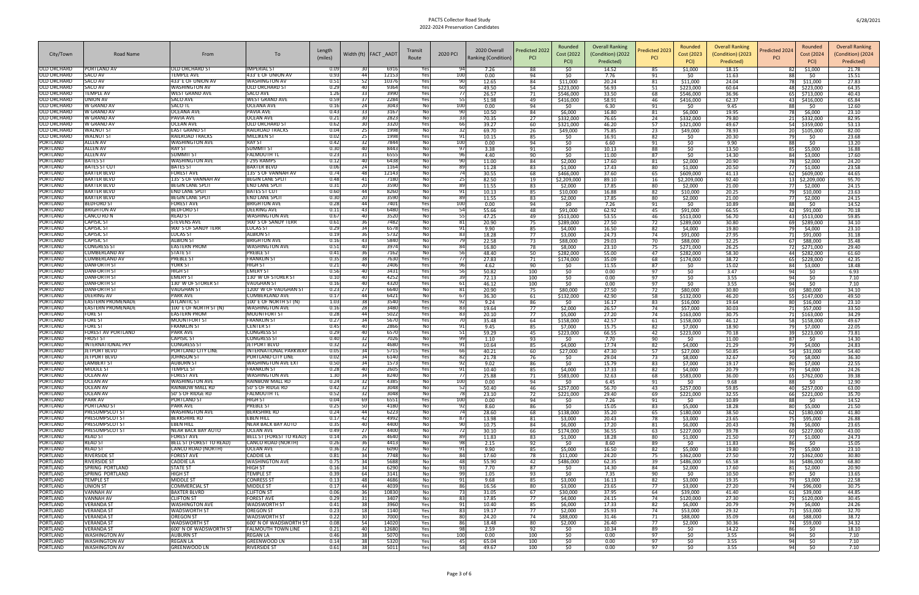| City/Town | Road Name | From | To | Length (miles) | Width (ft) | FACT_AADT | Transit Route | 2020 PCI | 2020 Overall Ranking (Condition) | Predicted 2022 PCI | Rounded Cost (2022 PCI) | Overall Ranking (Condition) (2022 Predicted) | Predicted 2023 PCI | Rounded Cost (2023 PCI) | Overall Ranking (Condition) (2023 Predicted) | Predicted 2024 PCI | Rounded Cost (2024 PCI) | Overall Ranking (Condition) (2024 Predicted) |
|---|---|---|---|---|---|---|---|---|---|---|---|---|---|---|---|---|---|---|
| OLD ORCHARD | PORTLAND AV | OLD ORCHARD ST | IMPERIAL ST | 0.09 | 30 | 6916 | Yes | 94 | 7.26 | 88 | $0 | 14.52 | 85 | $1,000 | 18.15 | 82 | $1,000 | 21.78 |
| OLD ORCHARD | SACO AV | TEMPLE AVE | 433' E OF UNION AV | 0.93 | 44 | 12153 | Yes | 100 | 0.00 | 94 | $0 | 7.76 | 91 | $0 | 11.63 | 88 | $0 | 15.51 |
| OLD ORCHARD | SACO AV | 433' E OF UNION AV | WASHINGTON AV | 0.51 | 52 | 10376 | Yes | 90 | 12.65 | 84 | $11,000 | 20.24 | 81 | $11,000 | 24.04 | 78 | $11,000 | 27.83 |
| OLD ORCHARD | SACO AV | WASHINGTON AV | OLD ORCHARD ST | 0.29 | 40 | 9364 | Yes | 60 | 49.50 | 54 | $223,000 | 56.93 | 51 | $223,000 | 60.64 | 48 | $223,000 | 64.35 |
| OLD ORCHARD | TEMPLE AV | WEST GRAND AVE | SACO AVE | 1.26 | 33 | 3990 | Yes | 77 | 26.57 | 71 | $546,000 | 33.50 | 68 | $546,000 | 36.96 | 65 | $713,000 | 40.43 |
| OLD ORCHARD | UNION AV | SACO AVE | WEST GRAND AVE | 0.59 | 37 | 2284 | Yes | 55 | 51.98 | 49 | $416,000 | 58.91 | 46 | $416,000 | 62.37 | 43 | $416,000 | 65.84 |
| OLD ORCHARD | W GRAND AV | SACO TL | OCEANA AVE | 0.16 | 24 | 3043 | No | 100 | 0.00 | 94 | $0 | 6.30 | 91 | $0 | 9.45 | 88 | $0 | 12.60 |
| OLD ORCHARD | W GRAND AV | OCEANA AVE | PAVIA AVE | 0.43 | 33 | 3167 | No | 90 | 10.50 | 84 | $6,000 | 16.80 | 81 | $6,000 | 19.95 | 78 | $6,000 | 23.10 |
| OLD ORCHARD | W GRAND AV | PAVIA AVE | OCEAN AVE | 0.21 | 30 | 2823 | No | 33 | 70.35 | 27 | $132,000 | 76.65 | 24 | $132,000 | 79.80 | 21 | $132,000 | 82.95 |
| OLD ORCHARD | W GRAND AV | OCEAN AVE | OLD ORCHARD ST | 0.62 | 30 | 3320 | Yes | 66 | 39.27 | 60 | $321,000 | 46.20 | 57 | $321,000 | 49.67 | 54 | $359,000 | 53.13 |
| OLD ORCHARD | WALNUT ST | EAST GRAND ST | RAILROAD TRACKS | 0.04 | 25 | 1998 | No | 32 | 69.70 | 26 | $49,000 | 75.85 | 23 | $49,000 | 78.93 | 20 | $105,000 | 82.00 |
| OLD ORCHARD | WALNUT ST | RAILROAD TRACKS | MILLIKEN ST | 0.02 | 25 | 1998 | Yes | 91 | 10.15 | 85 | $0 | 16.91 | 82 | $0 | 20.30 | 79 | $0 | 23.68 |
| PORTLAND | ALLEN AV | WASHINGTON AVE | RAY ST | 0.42 | 32 | 7844 | No | 100 | 0.00 | 94 | $0 | 6.60 | 91 | $0 | 9.90 | 88 | $0 | 13.20 |
| PORTLAND | ALLEN AV | RAY ST | SUMMIT ST | 0.30 | 40 | 8443 | No | 97 | 3.38 | 91 | $0 | 10.13 | 88 | $0 | 13.50 | 85 | $5,000 | 16.88 |
| PORTLAND | ALLEN AV | SUMMIT ST | FALMOUTH TL | 0.23 | 31 | 6555 | No | 96 | 4.40 | 90 | $0 | 11.00 | 87 | $0 | 14.30 | 84 | $3,000 | 17.60 |
| PORTLAND | BATES ST | WASHINGTON AVE | I-295 RAMPS | 0.12 | 40 | 6438 | No | 90 | 11.00 | 84 | $2,000 | 17.60 | 81 | $2,000 | 20.90 | 78 | $2,000 | 24.20 |
| PORTLAND | BATES ST CUT | BATES ST | BAXTER BLVD | 0.06 | 24 | 1164 | No | 89 | 11.28 | 83 | $1,000 | 17.43 | 80 | $1,000 | 20.50 | 77 | $1,000 | 23.58 |
| PORTLAND | BAXTER BLVD | FOREST AVE | 135' S OF VANNAH AV | 0.74 | 48 | 12143 | No | 74 | 30.55 | 68 | $466,000 | 37.60 | 65 | $609,000 | 41.13 | 62 | $609,000 | 44.65 |
| PORTLAND | BAXTER BLVD | 135' S OF VANNAH AV | BEGIN LANE SPLIT | 0.48 | 41 | 7180 | No | 25 | 82.50 | 19 | $2,209,000 | 89.10 | 16 | $2,209,000 | 92.40 | 13 | $2,209,000 | 95.70 |
| PORTLAND | BAXTER BLVD | BEGIN LANE SPLIT | END LANE SPLIT | 0.31 | 20 | 3590 | No | 89 | 11.55 | 83 | $2,000 | 17.85 | 80 | $2,000 | 21.00 | 77 | $2,000 | 24.15 |
| PORTLAND | BAXTER BLVD | END LANE SPLIT | BATES ST CUT | 0.60 | 44 | 8260 | No | 91 | 10.13 | 85 | $10,000 | 16.88 | 82 | $10,000 | 20.25 | 79 | $10,000 | 23.63 |
| PORTLAND | BAXTER BLVD | BEGIN LANE SPLIT | END LANE SPLIT | 0.30 | 20 | 3590 | No | 89 | 11.55 | 83 | $2,000 | 17.85 | 80 | $2,000 | 21.00 | 77 | $2,000 | 24.15 |
| PORTLAND | BEDFORD ST | FOREST AVE | BRIGHTON AVE | 0.28 | 44 | 7401 | Yes | 100 | 0.00 | 94 | $0 | 7.26 | 91 | $0 | 10.89 | 88 | $0 | 14.52 |
| PORTLAND | BRIGHTON AV | BEDFORD ST | DEERING AVE | 0.11 | 43 | 6480 | Yes | 54 | 55.66 | 48 | $91,000 | 62.92 | 45 | $91,000 | 66.55 | 42 | $91,000 | 70.18 |
| PORTLAND | CANCO RD N | READ ST | WASHINGTON AVE | 0.67 | 40 | 3520 | No | 55 | 47.25 | 49 | $513,000 | 53.55 | 46 | $513,000 | 56.70 | 43 | $513,000 | 59.85 |
| PORTLAND | CAPISIC ST | STEVENS AVE | 900' S OF SANDY TERR | 0.61 | 36 | 7482 | No | 81 | 20.90 | 75 | $289,000 | 27.50 | 72 | $289,000 | 30.80 | 69 | $289,000 | 34.10 |
| PORTLAND | CAPISIC ST | 900' S OF SANDY TERR | LUCAS ST | 0.29 | 34 | 6578 | No | 91 | 9.90 | 85 | $4,000 | 16.50 | 82 | $4,000 | 19.80 | 79 | $4,000 | 23.10 |
| PORTLAND | CAPISIC ST | LUCAS ST | ALBION ST | 0.19 | 36 | 5732 | No | 83 | 18.28 | 77 | $3,000 | 24.73 | 74 | $91,000 | 27.95 | 71 | $91,000 | 31.18 |
| PORTLAND | CAPISIC ST | ALBION ST | BRIGHTON AVE | 0.16 | 43 | 5840 | No | 79 | 22.58 | 73 | $88,000 | 29.03 | 70 | $88,000 | 32.25 | 67 | $88,000 | 35.48 |
| PORTLAND | CONGRESS ST | EASTERN PROM | WASHINGTON AVE | 0.51 | 40 | 3974 | No | 84 | 16.80 | 78 | $8,000 | 23.10 | 75 | $271,000 | 26.25 | 72 | $271,000 | 29.40 |
| PORTLAND | CUMBERLAND AV | STATE ST | PREBLE ST | 0.41 | 36 | 7162 | No | 56 | 48.40 | 50 | $282,000 | 55.00 | 47 | $282,000 | 58.30 | 44 | $282,000 | 61.60 |
| PORTLAND | CUMBERLAND AV | PREBLE ST | FRANKLIN ST | 0.35 | 38 | 7630 | Yes | 77 | 27.83 | 71 | $174,000 | 35.09 | 68 | $174,000 | 38.72 | 65 | $228,000 | 42.35 |
| PORTLAND | DANFORTH ST | YORK ST | HIGH ST | 0.21 | 40 | 2406 | Yes | 96 | 4.62 | 90 | $0 | 11.55 | 87 | $0 | 15.02 | 84 | $3,000 | 18.48 |
| PORTLAND | DANFORTH ST | HIGH ST | EMERY ST | 0.56 | 40 | 3431 | Yes | 56 | 50.82 | 100 | $0 | 0.00 | 97 | $0 | 3.47 | 94 | $0 | 6.93 |
| PORTLAND | DANFORTH ST | EMERY ST | 130' W OF STORER ST | 0.10 | 40 | 4252 | Yes | 39 | 72.13 | 100 | $0 | 0.00 | 97 | $0 | 3.55 | 94 | $0 | 7.10 |
| PORTLAND | DANFORTH ST | 130' W OF STORER ST | VAUGHAN ST | 0.16 | 40 | 4320 | Yes | 61 | 46.12 | 100 | $0 | 0.00 | 97 | $0 | 3.55 | 94 | $0 | 7.10 |
| PORTLAND | DANFORTH ST | VAUGHAN ST | 1200' W OF VAUGHAN ST | 0.23 | 27 | 6640 | No | 81 | 20.90 | 75 | $80,000 | 27.50 | 72 | $80,000 | 30.80 | 69 | $80,000 | 34.10 |
| PORTLAND | DEERING AV | PARK AVE | CUMBERLAND AVE | 0.17 | 44 | 6421 | No | 67 | 36.30 | 61 | $132,000 | 42.90 | 58 | $132,000 | 46.20 | 55 | $147,000 | 49.50 |
| PORTLAND | EASTERN PROMENADE | ATLANTIC ST | 100' E OF NORTH ST (N) | 1.03 | 38 | 3540 | Yes | 92 | 9.24 | 86 | $0 | 16.17 | 83 | $16,000 | 19.64 | 80 | $16,000 | 23.10 |
| PORTLAND | EASTERN PROMENADE | 100' E OF NORTH ST (N) | WASHINGTON AVE | 0.16 | 28 | 3480 | Yes | 83 | 19.64 | 77 | $2,000 | 26.57 | 74 | $57,000 | 30.03 | 71 | $57,000 | 33.50 |
| PORTLAND | FORE ST | EASTERN PROM | MOUNTFORT ST | 0.28 | 44 | 5022 | Yes | 83 | 20.10 | 77 | $5,000 | 27.20 | 74 | $163,000 | 30.75 | 71 | $163,000 | 34.29 |
| PORTLAND | FORE ST | MOUNTFORT ST | FRANKLIN ST | 0.27 | 34 | 5670 | Yes | 70 | 35.48 | 64 | $158,000 | 42.57 | 61 | $158,000 | 46.12 | 58 | $158,000 | 49.67 |
| PORTLAND | FORE ST | FRANKLIN ST | CENTER ST | 0.45 | 40 | 2866 | No | 91 | 9.45 | 85 | $7,000 | 15.75 | 82 | $7,000 | 18.90 | 79 | $7,000 | 22.05 |
| PORTLAND | FOREST AV PORTLAND | PARK AVE | CONGRESS ST | 0.29 | 40 | 6570 | Yes | 51 | 59.29 | 45 | $223,000 | 66.55 | 42 | $223,000 | 70.18 | 39 | $223,000 | 73.81 |
| PORTLAND | FROST ST | CAPISIC ST | CONGRESS ST | 0.40 | 32 | 7026 | No | 99 | 1.10 | 93 | $0 | 7.70 | 90 | $0 | 11.00 | 87 | $0 | 14.30 |
| PORTLAND | INTERNATIONAL PKY | CONGRESS ST | JETPORT BLVD | 0.32 | 32 | 4680 | Yes | 91 | 10.64 | 85 | $4,000 | 17.74 | 82 | $4,000 | 21.29 | 79 | $4,000 | 24.83 |
| PORTLAND | JETPORT BLVD | PORTLAND CITY LINE | INTERNATIONAL PARKWAY | 0.05 | 34 | 5715 | Yes | 66 | 40.21 | 60 | $27,000 | 47.30 | 57 | $27,000 | 50.85 | 54 | $31,000 | 54.40 |
| PORTLAND | JETPORT BLVD | JOHNSON ST | PORTLAND CITY LINE | 0.02 | 34 | 6140 | Yes | 82 | 21.78 | 76 | $0 | 29.04 | 73 | $8,000 | 32.67 | 70 | $8,000 | 36.30 |
| PORTLAND | LAMBERT ST | AUBURN ST | WASHINGTON AVE EXT | 0.50 | 34 | 1573 | Yes | 92 | 9.02 | 86 | $0 | 15.79 | 83 | $7,000 | 19.17 | 80 | $7,000 | 22.55 |
| PORTLAND | MIDDLE ST | TEMPLE ST | FRANKLIN ST | 0.28 | 40 | 2605 | Yes | 91 | 10.40 | 85 | $4,000 | 17.33 | 82 | $4,000 | 20.79 | 79 | $4,000 | 24.26 |
| PORTLAND | OCEAN AV | FOREST AVE | WASHINGTON AVE | 1.30 | 34 | 8240 | No | 77 | 25.88 | 71 | $583,000 | 32.63 | 68 | $583,000 | 36.00 | 65 | $762,000 | 39.38 |
| PORTLAND | OCEAN AV | WASHINGTON AVE | RAINBOW MALL RD | 0.24 | 32 | 4385 | No | 100 | 0.00 | 94 | $0 | 6.45 | 91 | $0 | 9.68 | 88 | $0 | 12.90 |
| PORTLAND | OCEAN AV | RAINBOW MALL RD | 50' S OF RIDGE RD | 0.42 | 32 | 3048 | No | 52 | 50.40 | 46 | $257,000 | 56.70 | 43 | $257,000 | 59.85 | 40 | $257,000 | 63.00 |
| PORTLAND | OCEAN AV | 50' S OF RIDGE RD | FALMOUTH TL | 0.52 | 32 | 3048 | No | 78 | 23.10 | 72 | $221,000 | 29.40 | 69 | $221,000 | 32.55 | 66 | $221,000 | 35.70 |
| PORTLAND | PARK AV | PORTLAND ST | HIGH ST | 0.04 | 69 | 6551 | Yes | 100 | 0.00 | 94 | $0 | 7.26 | 91 | $0 | 10.89 | 88 | $0 | 14.52 |
| PORTLAND | PORTLAND ST | PARK AVE | PREBLE ST | 0.25 | 50 | 4180 | No | 92 | 8.60 | 86 | $0 | 15.05 | 83 | $5,000 | 18.28 | 80 | $5,000 | 21.50 |
| PORTLAND | PRESUMPSCOT ST | WASHINGTON AVE | BERKSHIRE RD | 0.24 | 44 | 6223 | No | 74 | 28.60 | 68 | $138,000 | 35.20 | 65 | $180,000 | 38.50 | 62 | $180,000 | 41.80 |
| PORTLAND | PRESUMPSCOT ST | BERKSHIRE RD | EBEN HILL | 0.17 | 42 | 4997 | No | 87 | 13.98 | 81 | $3,000 | 20.43 | 78 | $3,000 | 23.65 | 75 | $95,000 | 26.88 |
| PORTLAND | PRESUMPSCOT ST | EBEN HILL | NEAR BACK BAY AUTO | 0.35 | 40 | 4400 | No | 90 | 10.75 | 84 | $6,000 | 17.20 | 81 | $6,000 | 20.43 | 78 | $6,000 | 23.65 |
| PORTLAND | PRESUMPSCOT ST | NEAR BACK BAY AUTO | OCEAN AVE | 0.49 | 27 | 4400 | No | 72 | 30.10 | 66 | $174,000 | 36.55 | 63 | $227,000 | 39.78 | 60 | $227,000 | 43.00 |
| PORTLAND | READ ST | FOREST AVE | BELL ST (FOREST TO READ) | 0.14 | 26 | 4640 | No | 89 | 11.83 | 83 | $1,000 | 18.28 | 80 | $1,000 | 21.50 | 77 | $1,000 | 24.73 |
| PORTLAND | READ ST | BELL ST (FOREST TO READ) | CANCO ROAD (NORTH) | 0.26 | 36 | 4413 | No | 98 | 2.15 | 92 | $0 | 8.60 | 89 | $0 | 11.83 | 86 | $0 | 15.05 |
| PORTLAND | READ ST | CANCO ROAD (NORTH) | OCEAN AVE | 0.36 | 32 | 6090 | No | 91 | 9.90 | 85 | $5,000 | 16.50 | 82 | $5,000 | 19.80 | 79 | $5,000 | 23.10 |
| PORTLAND | RIVERSIDE ST | FOREST AVE | CADDIE LA | 0.81 | 34 | 7748 | No | 84 | 17.60 | 78 | $11,000 | 24.20 | 75 | $362,000 | 27.50 | 72 | $362,000 | 30.80 |
| PORTLAND | RIVERSIDE ST | CADDIE LA | WASHINGTON AVE | 0.75 | 34 | 5688 | No | 48 | 55.90 | 42 | $486,000 | 62.35 | 39 | $486,000 | 65.58 | 36 | $486,000 | 68.80 |
| PORTLAND | SPRING PORTLAND | STATE ST | HIGH ST | 0.16 | 34 | 6290 | No | 93 | 7.70 | 87 | $0 | 14.30 | 84 | $2,000 | 17.60 | 81 | $2,000 | 20.90 |
| PORTLAND | SPRING PORTLAND | HIGH ST | TEMPLE ST | 0.39 | 64 | 3141 | No | 99 | 1.05 | 93 | $0 | 7.35 | 90 | $0 | 10.50 | 87 | $0 | 13.65 |
| PORTLAND | TEMPLE ST | MIDDLE ST | CONRESS ST | 0.13 | 48 | 4686 | No | 91 | 9.68 | 85 | $3,000 | 16.13 | 82 | $3,000 | 19.35 | 79 | $3,000 | 22.58 |
| PORTLAND | UNION ST | COMMERCIAL ST | MIDDLE ST | 0.17 | 44 | 4039 | Yes | 86 | 16.56 | 80 | $3,000 | 23.65 | 77 | $3,000 | 27.20 | 74 | $96,000 | 30.75 |
| PORTLAND | VANNAH AV | BAXTER BLVRD | CLIFTON ST | 0.06 | 36 | 10830 | No | 73 | 31.05 | 67 | $30,000 | 37.95 | 64 | $39,000 | 41.40 | 61 | $39,000 | 44.85 |
| PORTLAND | VANNAH AV | CLIFTON ST | FOREST AVE | 0.29 | 31 | 3407 | No | 83 | 17.85 | 77 | $4,000 | 24.15 | 74 | $120,000 | 27.30 | 71 | $120,000 | 30.45 |
| PORTLAND | VERANDA ST | WASHINGTON AVE | WADSWORTH ST | 0.41 | 38 | 3960 | Yes | 91 | 10.40 | 85 | $6,000 | 17.33 | 82 | $6,000 | 20.79 | 79 | $6,000 | 24.26 |
| PORTLAND | VERANDA ST | WADSWORTH ST | OREGON ST | 0.23 | 18 | 1140 | Yes | 83 | 19.17 | 77 | $2,000 | 25.93 | 74 | $53,000 | 29.32 | 71 | $53,000 | 32.70 |
| PORTLAND | VERANDA ST | OREGON ST | WADSWORTH ST | 0.22 | 30 | 7000 | Yes | 80 | 24.20 | 74 | $88,000 | 31.46 | 71 | $88,000 | 35.09 | 68 | $88,000 | 38.72 |
| PORTLAND | VERANDA ST | WADSWORTH ST | 600' N OF WADSWORTH ST | 0.08 | 54 | 14020 | Yes | 86 | 18.48 | 80 | $2,000 | 26.40 | 77 | $2,000 | 30.36 | 74 | $59,000 | 34.32 |
| PORTLAND | VERANDA ST | 600' N OF WADSWORTH ST | FALMOUTH TOWN LINE | 0.21 | 40 | 12680 | Yes | 98 | 2.59 | 92 | $0 | 10.34 | 89 | $0 | 14.22 | 86 | $0 | 18.10 |
| PORTLAND | WASHINGTON AV | AUBURN ST | REGAN LA | 0.46 | 38 | 5070 | Yes | 100 | 0.00 | 100 | $0 | 0.00 | 97 | $0 | 3.55 | 94 | $0 | 7.10 |
| PORTLAND | WASHINGTON AV | REGAN LA | GREENWOOD LN | 0.14 | 38 | 5320 | Yes | 45 | 65.04 | 100 | $0 | 0.00 | 97 | $0 | 3.55 | 94 | $0 | 7.10 |
| PORTLAND | WASHINGTON AV | GREENWOOD LN | RIVERSIDE ST | 0.61 | 38 | 5011 | Yes | 58 | 49.67 | 100 | $0 | 0.00 | 97 | $0 | 3.55 | 94 | $0 | 7.10 |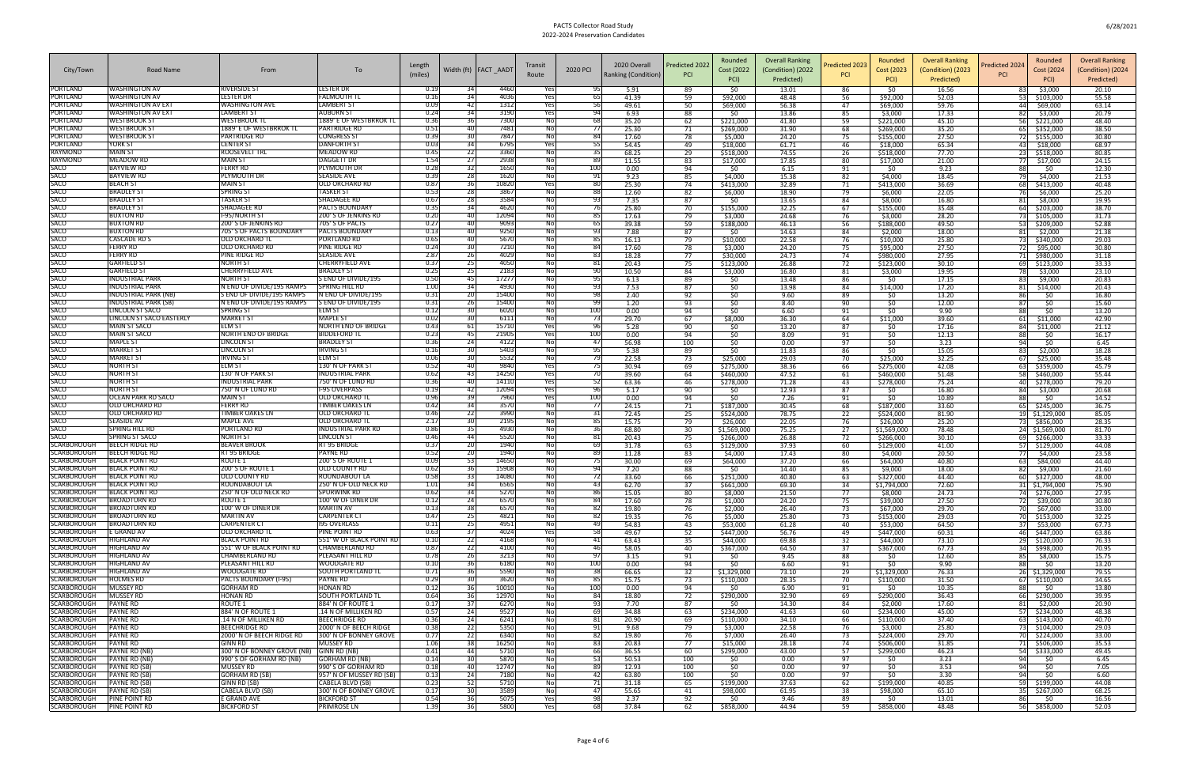| City/Town | Road Name | From | To | Length (miles) | Width (ft) | FACT_AADT | Transit Route | 2020 PCI | 2020 Overall Ranking (Condition) | Predicted 2022 PCI | Rounded Cost (2022 PCI) | Overall Ranking (Condition) (2022 Predicted) | Predicted 2023 PCI | Rounded Cost (2023 PCI) | Overall Ranking (Condition) (2023 Predicted) | Predicted 2024 PCI | Rounded Cost (2024 PCI) | Overall Ranking (Condition) (2024 Predicted) |
|---|---|---|---|---|---|---|---|---|---|---|---|---|---|---|---|---|---|---|
| PORTLAND | WASHINGTON AV | RIVERSIDE ST | LESTER DR | 0.19 | 34 | 4460 | Yes | 95 | 5.91 | 89 | $0 | 13.01 | 86 | $0 | 16.56 | 83 | $3,000 | 20.10 |
| PORTLAND | WASHINGTON AV | LESTER DR | FALMOUTH TL | 0.16 | 34 | 4036 | Yes | 65 | 41.39 | 59 | $92,000 | 48.48 | 56 | $92,000 | 52.03 | 53 | $103,000 | 55.58 |
| PORTLAND | WASHINGTON AV EXT | WASHINGTON AVE | LAMBERT ST | 0.09 | 42 | 1312 | Yes | 56 | 49.61 | 50 | $69,000 | 56.38 | 47 | $69,000 | 59.76 | 44 | $69,000 | 63.14 |
| PORTLAND | WASHINGTON AV EXT | LAMBERT ST | AUBURN ST | 0.24 | 34 | 3190 | Yes | 94 | 6.93 | 88 | $0 | 13.86 | 85 | $3,000 | 17.33 | 82 | $3,000 | 20.79 |
| PORTLAND | WESTBROOK ST | WESTBROOK TL | 1889' E OF WESTBRROK TL | 0.36 | 36 | 7300 | No | 68 | 35.20 | 62 | $221,000 | 41.80 | 59 | $221,000 | 45.10 | 56 | $221,000 | 48.40 |
| PORTLAND | WESTBROOK ST | 1889' E OF WESTBRROK TL | PARTRIDGE RD | 0.51 | 40 | 7481 | No | 77 | 25.30 | 71 | $269,000 | 31.90 | 68 | $269,000 | 35.20 | 65 | $352,000 | 38.50 |
| PORTLAND | WESTBROOK ST | PARTRIDGE RD | CONGRESS ST | 0.39 | 30 | 7847 | No | 84 | 17.60 | 78 | $5,000 | 24.20 | 75 | $155,000 | 27.50 | 72 | $155,000 | 30.80 |
| PORTLAND | YORK ST | CENTER ST | DANFORTH ST | 0.03 | 34 | 6795 | Yes | 55 | 54.45 | 49 | $18,000 | 61.71 | 46 | $18,000 | 65.34 | 43 | $18,000 | 68.97 |
| RAYMOND | MAIN ST | ROOSEVELT TRL | MEADOW RD | 0.45 | 22 | 3360 | No | 35 | 68.25 | 29 | $518,000 | 74.55 | 26 | $518,000 | 77.70 | 23 | $518,000 | 80.85 |
| RAYMOND | MEADOW RD | MAIN ST | DAGGETT DR | 1.54 | 27 | 2938 | No | 89 | 11.55 | 83 | $17,000 | 17.85 | 80 | $17,000 | 21.00 | 77 | $17,000 | 24.15 |
| SACO | BAYVIEW RD | FERRY RD | PLYMOUTH DR | 0.28 | 32 | 1650 | No | 100 | 0.00 | 94 | $0 | 6.15 | 91 | $0 | 9.23 | 88 | $0 | 12.30 |
| SACO | BAYVIEW RD | PLYMOUTH DR | SEASIDE AVE | 0.39 | 28 | 1620 | No | 91 | 9.23 | 85 | $4,000 | 15.38 | 82 | $4,000 | 18.45 | 79 | $4,000 | 21.53 |
| SACO | BEACH ST | MAIN ST | OLD ORCHARD RD | 0.87 | 36 | 10820 | Yes | 80 | 25.30 | 74 | $413,000 | 32.89 | 71 | $413,000 | 36.69 | 68 | $413,000 | 40.48 |
| SACO | BRADLEY ST | SPRING ST | TASKER ST | 0.53 | 28 | 3867 | No | 88 | 12.60 | 82 | $6,000 | 18.90 | 79 | $6,000 | 22.05 | 76 | $6,000 | 25.20 |
| SACO | BRADLEY ST | TASKER ST | SHADAGEE RD | 0.67 | 28 | 3584 | No | 93 | 7.35 | 87 | $0 | 13.65 | 84 | $8,000 | 16.80 | 81 | $8,000 | 19.95 |
| SACO | BRADLEY ST | SHADAGEE RD | PACTS BOUNDARY | 0.35 | 34 | 4620 | No | 76 | 25.80 | 70 | $155,000 | 32.25 | 67 | $155,000 | 35.48 | 64 | $203,000 | 38.70 |
| SACO | BUXTON RD | I-95/NORTH ST | 200' S OF JENKINS RD | 0.20 | 40 | 12094 | No | 85 | 17.63 | 79 | $3,000 | 24.68 | 76 | $3,000 | 28.20 | 73 | $105,000 | 31.73 |
| SACO | BUXTON RD | 200' S OF JENKINS RD | 705' S OF PACTS | 0.27 | 40 | 9093 | No | 65 | 39.38 | 59 | $188,000 | 46.13 | 56 | $188,000 | 49.50 | 53 | $209,000 | 52.88 |
| SACO | BUXTON RD | 705' S OF PACTS BOUNDARY | PACTS BOUNDARY | 0.13 | 40 | 9250 | No | 93 | 7.88 | 87 | $0 | 14.63 | 84 | $2,000 | 18.00 | 81 | $2,000 | 21.38 |
| SACO | CASCADE RD S | OLD ORCHARD TL | PORTLAND RD | 0.65 | 40 | 5670 | No | 85 | 16.13 | 79 | $10,000 | 22.58 | 76 | $10,000 | 25.80 | 73 | $340,000 | 29.03 |
| SACO | FERRY RD | OLD ORCHARD RD | PINE RIDGE RD | 0.24 | 30 | 7210 | No | 84 | 17.60 | 78 | $3,000 | 24.20 | 75 | $95,000 | 27.50 | 72 | $95,000 | 30.80 |
| SACO | FERRY RD | PINE RIDGE RD | SEASIDE AVE | 2.87 | 26 | 4029 | No | 83 | 18.28 | 77 | $30,000 | 24.73 | 74 | $980,000 | 27.95 | 71 | $980,000 | 31.18 |
| SACO | GARFIELD ST | NORTH ST | CHERRYFIELD AVE | 0.37 | 25 | 4050 | No | 81 | 20.43 | 75 | $123,000 | 26.88 | 72 | $123,000 | 30.10 | 69 | $123,000 | 33.33 |
| SACO | GARFIELD ST | CHERRYFIELD AVE | BRADLEY ST | 0.25 | 25 | 2183 | No | 90 | 10.50 | 84 | $3,000 | 16.80 | 81 | $3,000 | 19.95 | 78 | $3,000 | 23.10 |
| SACO | INDUSTRIAL PARK | NORTH ST | S END OF DIVIDE/I95 | 0.50 | 45 | 17277 | No | 95 | 6.13 | 89 | $0 | 13.48 | 86 | $0 | 17.15 | 83 | $9,000 | 20.83 |
| SACO | INDUSTRIAL PARK | N END OF DIVIDE/I95 RAMPS | SPRING HILL RD | 1.00 | 34 | 4930 | No | 93 | 7.53 | 87 | $0 | 13.98 | 84 | $14,000 | 17.20 | 81 | $14,000 | 20.43 |
| SACO | INDUSTRIAL PARK (NB) | S END OF DIVIDE/I95 RAMPS | N END OF DIVIDE/I95 | 0.31 | 20 | 15400 | No | 98 | 2.40 | 92 | $0 | 9.60 | 89 | $0 | 13.20 | 86 | $0 | 16.80 |
| SACO | INDUSTRIAL PARK (SB) | N END OF DIVIDE/I95 RAMPS | S END OF DIVIDE/I95 | 0.31 | 26 | 15400 | No | 99 | 1.20 | 93 | $0 | 8.40 | 90 | $0 | 12.00 | 87 | $0 | 15.60 |
| SACO | LINCOLN ST SACO | SPRING ST | ELM ST | 0.37 | 30 | 6020 | No | 100 | 0.00 | 94 | $0 | 6.60 | 91 | $0 | 9.90 | 88 | $0 | 13.20 |
| SACO | LINCOLN ST SACO EASTERLY | MARKET ST | MAPLE ST | 0.02 | 30 | 6111 | No | 73 | 29.70 | 67 | $8,000 | 36.30 | 64 | $11,000 | 39.60 | 61 | $11,000 | 42.90 |
| SACO | MAIN ST SACO | ELM ST | NORTH END OF BRIDGE | 0.43 | 61 | 15710 | Yes | 96 | 5.28 | 90 | $0 | 13.20 | 87 | $0 | 17.16 | 84 | $11,000 | 21.12 |
| SACO | MAIN ST SACO | NORTH END OF BRIDGE | BIDDEFORD TL | 0.23 | 45 | 21905 | Yes | 100 | 0.00 | 94 | $0 | 8.09 | 91 | $0 | 12.13 | 88 | $0 | 16.17 |
| SACO | MAPLE ST | LINCOLN ST | BRADLEY ST | 0.36 | 24 | 4122 | No | 47 | 56.98 | 100 | $0 | 0.00 | 97 | $0 | 3.23 | 94 | $0 | 6.45 |
| SACO | MARKET ST | LINCOLN ST | IRVING ST | 0.16 | 30 | 5403 | No | 95 | 5.38 | 89 | $0 | 11.83 | 86 | $0 | 15.05 | 83 | $2,000 | 18.28 |
| SACO | MARKET ST | IRVING ST | ELM ST | 0.06 | 30 | 5532 | No | 79 | 22.58 | 73 | $25,000 | 29.03 | 70 | $25,000 | 32.25 | 67 | $25,000 | 35.48 |
| SACO | NORTH ST | ELM ST | 130' N OF PARK ST | 0.52 | 40 | 9840 | Yes | 75 | 30.94 | 69 | $275,000 | 38.36 | 66 | $275,000 | 42.08 | 63 | $359,000 | 45.79 |
| SACO | NORTH ST | 130' N OF PARK ST | INDUSTRIAL PARK | 0.62 | 43 | 14250 | Yes | 70 | 39.60 | 64 | $460,000 | 47.52 | 61 | $460,000 | 51.48 | 58 | $460,000 | 55.44 |
| SACO | NORTH ST | INDUSTRIAL PARK | 750' N OF LUND RD | 0.36 | 40 | 14110 | Yes | 52 | 63.36 | 46 | $278,000 | 71.28 | 43 | $278,000 | 75.24 | 40 | $278,000 | 79.20 |
| SACO | NORTH ST | 750' N OF LUND RD | I-95 OVERPASS | 0.19 | 42 | 12094 | Yes | 96 | 5.17 | 90 | $0 | 12.93 | 87 | $0 | 16.80 | 84 | $3,000 | 20.68 |
| SACO | OCEAN PARK RD SACO | MAIN ST | OLD ORCHARD TL | 0.96 | 39 | 7960 | Yes | 100 | 0.00 | 94 | $0 | 7.26 | 91 | $0 | 10.89 | 88 | $0 | 14.52 |
| SACO | OLD ORCHARD RD | FERRY RD | TIMBER OAKES LN | 0.42 | 34 | 3570 | No | 77 | 24.15 | 71 | $187,000 | 30.45 | 68 | $187,000 | 33.60 | 65 | $245,000 | 36.75 |
| SACO | OLD ORCHARD RD | TIMBER OAKES LN | OLD ORCHARD TL | 0.46 | 22 | 3990 | No | 31 | 72.45 | 25 | $524,000 | 78.75 | 22 | $524,000 | 81.90 | 19 | $1,129,000 | 85.05 |
| SACO | SEASIDE AV | MAPLE AVE | OLD ORCHARD TL | 2.17 | 30 | 2195 | No | 85 | 15.75 | 79 | $26,000 | 22.05 | 76 | $26,000 | 25.20 | 73 | $856,000 | 28.35 |
| SACO | SPRING HILL RD | PORTLAND RD | INDUSTRIAL PARK RD | 0.86 | 35 | 4930 | No | 36 | 68.80 | 30 | $1,569,000 | 75.25 | 27 | $1,569,000 | 78.48 | 24 | $1,569,000 | 81.70 |
| SACO | SPRING ST SACO | NORTH ST | LINCOLN ST | 0.46 | 44 | 5520 | No | 81 | 20.43 | 75 | $266,000 | 26.88 | 72 | $266,000 | 30.10 | 69 | $266,000 | 33.33 |
| SCARBOROUGH | BEECH RIDGE RD | BEAVER BROOK | RT 95 BRIDGE | 0.37 | 20 | 1940 | No | 69 | 31.78 | 63 | $129,000 | 37.93 | 60 | $129,000 | 41.00 | 57 | $129,000 | 44.08 |
| SCARBOROUGH | BEECH RIDGE RD | RT 95 BRIDGE | PAYNE RD | 0.52 | 20 | 1940 | No | 89 | 11.28 | 83 | $4,000 | 17.43 | 80 | $4,000 | 20.50 | 77 | $4,000 | 23.58 |
| SCARBOROUGH | BLACK POINT RD | ROUTE 1 | 200' S OF ROUTE 1 | 0.09 | 53 | 14650 | No | 75 | 30.00 | 69 | $64,000 | 37.20 | 66 | $64,000 | 40.80 | 63 | $84,000 | 44.40 |
| SCARBOROUGH | BLACK POINT RD | 200' S OF ROUTE 1 | OLD COUNTY RD | 0.62 | 36 | 15908 | No | 94 | 7.20 | 88 | $0 | 14.40 | 85 | $9,000 | 18.00 | 82 | $9,000 | 21.60 |
| SCARBOROUGH | BLACK POINT RD | OLD COUNTY RD | ROUNDABOUT LA | 0.58 | 33 | 14080 | No | 72 | 33.60 | 66 | $251,000 | 40.80 | 63 | $327,000 | 44.40 | 60 | $327,000 | 48.00 |
| SCARBOROUGH | BLACK POINT RD | ROUNDABOUT LA | 250' N OF OLD NECK RD | 1.01 | 34 | 6565 | No | 43 | 62.70 | 37 | $661,000 | 69.30 | 34 | $1,794,000 | 72.60 | 31 | $1,794,000 | 75.90 |
| SCARBOROUGH | BLACK POINT RD | 250' N OF OLD NECK RD | SPURWINK RD | 0.62 | 34 | 5270 | No | 86 | 15.05 | 80 | $8,000 | 21.50 | 77 | $8,000 | 24.73 | 74 | $276,000 | 27.95 |
| SCARBOROUGH | BROADTURN RD | ROUTE 1 | 100' W OF DINER DR | 0.12 | 24 | 6570 | No | 84 | 17.60 | 78 | $1,000 | 24.20 | 75 | $39,000 | 27.50 | 72 | $39,000 | 30.80 |
| SCARBOROUGH | BROADTURN RD | 100' W OF DINER DR | MARTIN AV | 0.13 | 38 | 6570 | No | 82 | 19.80 | 76 | $2,000 | 26.40 | 73 | $67,000 | 29.70 | 70 | $67,000 | 33.00 |
| SCARBOROUGH | BROADTURN RD | MARTIN AV | CARPENTER CT | 0.47 | 25 | 4821 | No | 82 | 19.35 | 76 | $5,000 | 25.80 | 73 | $153,000 | 29.03 | 70 | $153,000 | 32.25 |
| SCARBOROUGH | BROADTURN RD | CARPENTER CT | I95 OVERPASS | 0.11 | 25 | 4951 | No | 49 | 54.83 | 43 | $53,000 | 61.28 | 40 | $53,000 | 64.50 | 37 | $53,000 | 67.73 |
| SCARBOROUGH | E GRAND AV | OLD ORCHARD TL | PINE POINT RD | 0.63 | 37 | 4024 | Yes | 58 | 49.67 | 52 | $447,000 | 56.76 | 49 | $447,000 | 60.31 | 46 | $447,000 | 63.86 |
| SCARBOROUGH | HIGHLAND AV | BLACK POINT RD | 551' W OF BLACK POINT RD | 0.10 | 22 | 4168 | No | 41 | 63.43 | 35 | $44,000 | 69.88 | 32 | $44,000 | 73.10 | 29 | $120,000 | 76.33 |
| SCARBOROUGH | HIGHLAND AV | 551' W OF BLACK POINT RD | CHAMBERLAND RD | 0.87 | 22 | 4100 | No | 46 | 58.05 | 40 | $367,000 | 64.50 | 37 | $367,000 | 67.73 | 34 | $998,000 | 70.95 |
| SCARBOROUGH | HIGHLAND AV | CHAMBERLAND RD | PLEASANT HILL RD | 0.78 | 26 | 3213 | No | 97 | 3.15 | 91 | $0 | 9.45 | 88 | $0 | 12.60 | 85 | $8,000 | 15.75 |
| SCARBOROUGH | HIGHLAND AV | PLEASANT HILL RD | WOODGATE RD | 0.10 | 36 | 6180 | No | 100 | 0.00 | 94 | $0 | 6.60 | 91 | $0 | 9.90 | 88 | $0 | 13.20 |
| SCARBOROUGH | HIGHLAND AV | WOODGATE RD | SOUTH PORTLAND TL | 0.71 | 36 | 5590 | No | 38 | 66.65 | 32 | $1,329,000 | 73.10 | 29 | $1,329,000 | 76.33 | 26 | $1,329,000 | 79.55 |
| SCARBOROUGH | HOLMES RD | PACTS BOUNDARY (I-95) | PAYNE RD | 0.29 | 30 | 3620 | No | 85 | 15.75 | 73 | $110,000 | 28.35 | 70 | $110,000 | 31.50 | 67 | $110,000 | 34.65 |
| SCARBOROUGH | MUSSEY RD | GORHAM RD | HONAN RD | 0.12 | 36 | 10010 | No | 100 | 0.00 | 94 | $0 | 6.90 | 91 | $0 | 10.35 | 88 | $0 | 13.80 |
| SCARBOROUGH | MUSSEY RD | HONAN RD | SOUTH PORTLAND TL | 0.64 | 36 | 12970 | No | 84 | 18.80 | 72 | $290,000 | 32.90 | 69 | $290,000 | 36.43 | 66 | $290,000 | 39.95 |
| SCARBOROUGH | PAYNE RD | ROUTE 1 | 884' N OF ROUTE 1 | 0.17 | 37 | 6270 | No | 93 | 7.70 | 87 | $0 | 14.30 | 84 | $2,000 | 17.60 | 81 | $2,000 | 20.90 |
| SCARBOROUGH | PAYNE RD | 884' N OF ROUTE 1 | .14 N OF MILLIKEN RD | 0.57 | 24 | 9527 | No | 69 | 34.88 | 63 | $234,000 | 41.63 | 60 | $234,000 | 45.00 | 57 | $234,000 | 48.38 |
| SCARBOROUGH | PAYNE RD | .14 N OF MILLIKEN RD | BEECHRIDGE RD | 0.36 | 24 | 6241 | No | 81 | 20.90 | 69 | $110,000 | 34.10 | 66 | $110,000 | 37.40 | 63 | $143,000 | 40.70 |
| SCARBOROUGH | PAYNE RD | BEECHRIDGE RD | 2000' N OF BEECH RIDGE | 0.38 | 22 | 5350 | No | 91 | 9.68 | 79 | $3,000 | 22.58 | 76 | $3,000 | 25.80 | 73 | $104,000 | 29.03 |
| SCARBOROUGH | PAYNE RD | 2000' N OF BEECH RIDGE RD | 300' N OF BONNEY GROVE | 0.77 | 22 | 6340 | No | 82 | 19.80 | 76 | $7,000 | 26.40 | 73 | $224,000 | 29.70 | 70 | $224,000 | 33.00 |
| SCARBOROUGH | PAYNE RD | GINN RD | MUSSEY RD | 1.06 | 38 | 16250 | No | 83 | 20.83 | 77 | $15,000 | 28.18 | 74 | $506,000 | 31.85 | 71 | $506,000 | 35.53 |
| SCARBOROUGH | PAYNE RD | 300' N OF BONNEY GROVE (NB) | GINN RD (NB) | 0.41 | 44 | 5710 | No | 66 | 36.55 | 60 | $299,000 | 43.00 | 57 | $299,000 | 46.23 | 54 | $333,000 | 49.45 |
| SCARBOROUGH | PAYNE RD (NB) | 990' S OF GORHAM RD (NB) | GORHAM RD (NB) | 0.14 | 30 | 5870 | No | 53 | 50.53 | 100 | $0 | 0.00 | 97 | $0 | 3.23 | 94 | $0 | 6.45 |
| SCARBOROUGH | PAYNE RD (SB) | MUSSEY RD | 990' S OF GORHAM RD | 0.18 | 40 | 12747 | No | 89 | 12.93 | 100 | $0 | 0.00 | 97 | $0 | 3.53 | 94 | $0 | 7.05 |
| SCARBOROUGH | PAYNE RD (SB) | GORHAM RD (SB) | 957' N OF MUSSEY RD (SB) | 0.13 | 24 | 7180 | No | 42 | 63.80 | 100 | $0 | 0.00 | 97 | $0 | 3.30 | 94 | $0 | 6.60 |
| SCARBOROUGH | PAYNE RD (SB) | GINN RD (SB) | CABELA BLVD (SB) | 0.23 | 52 | 5710 | No | 71 | 31.18 | 65 | $199,000 | 37.63 | 62 | $199,000 | 40.85 | 59 | $199,000 | 44.08 |
| SCARBOROUGH | PAYNE RD (SB) | CABELA BLVD (SB) | 300' N OF BONNEY GROVE | 0.17 | 30 | 3589 | No | 47 | 55.65 | 41 | $98,000 | 61.95 | 38 | $98,000 | 65.10 | 35 | $267,000 | 68.25 |
| SCARBOROUGH | PINE POINT RD | E GRAND AVE | BICKFORD ST | 0.54 | 36 | 5075 | Yes | 98 | 2.37 | 92 | $0 | 9.46 | 89 | $0 | 13.01 | 86 | $0 | 16.56 |
| SCARBOROUGH | PINE POINT RD | BICKFORD ST | PRIMROSE LN | 1.39 | 36 | 5800 | Yes | 68 | 37.84 | 62 | $858,000 | 44.94 | 59 | $858,000 | 48.48 | 56 | $858,000 | 52.03 |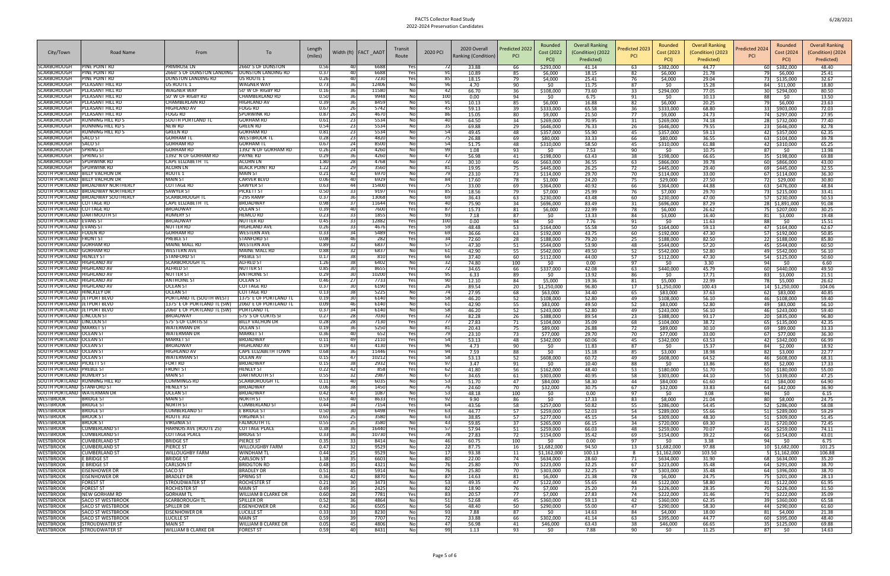| City/Town | Road Name | From | To | Length (miles) | Width (ft) | FACT_AADT | Transit Route | 2020 PCI | 2020 Overall Ranking (Condition) | Predicted 2022 PCI | Rounded Cost (2022 PCI) | Overall Ranking (Condition) (2022 Predicted) | Predicted 2023 PCI | Rounded Cost (2023 PCI) | Overall Ranking (Condition) (2023 Predicted) | Predicted 2024 PCI | Rounded Cost (2024 PCI) | Overall Ranking (Condition) (2024 Predicted) |
|---|---|---|---|---|---|---|---|---|---|---|---|---|---|---|---|---|---|---|
| SCARBOROUGH | PINE POINT RD | PRIMROSE LN | 2660' S OF DUNSTON | 0.56 | 40 | 6688 | Yes | 72 | 33.88 | 66 | $293,000 | 41.14 | 63 | $382,000 | 44.77 | 60 | $382,000 | 48.40 |
| SCARBOROUGH | PINE POINT RD | 2660' S OF DUNSTON LANDING | DUNSTON LANDING RD | 0.37 | 40 | 6688 | Yes | 91 | 10.89 | 85 | $6,000 | 18.15 | 82 | $6,000 | 21.78 | 79 | $6,000 | 25.41 |
| SCARBOROUGH | PINE POINT RD | DUNSTON LANDING RD | US ROUTE 1 | 0.26 | 40 | 7230 | Yes | 85 | 18.15 | 79 | $4,000 | 25.41 | 76 | $4,000 | 29.04 | 73 | $135,000 | 32.67 |
| SCARBOROUGH | PLEASANT HILL RD | US ROUTE 1 | WAGNER WAY | 0.73 | 36 | 12406 | No | 96 | 4.70 | 90 | $0 | 11.75 | 87 | $0 | 15.28 | 84 | $11,000 | 18.80 |
| SCARBOROUGH | PLEASANT HILL RD | WAGNER WAY | 50' W OF RIGBY RD | 0.16 | 36 | 11580 | No | 42 | 66.70 | 36 | $108,000 | 73.60 | 33 | $294,000 | 77.05 | 30 | $294,000 | 80.50 |
| SCARBOROUGH | PLEASANT HILL RD | 50' W OF RIGBY RD | CHAMBERLAND RD | 0.50 | 36 | 9948 | No | 100 | 0.00 | 94 | $0 | 6.75 | 91 | $0 | 10.13 | 88 | $0 | 13.50 |
| SCARBOROUGH | PLEASANT HILL RD | CHAMBERLAIN RD | HIGHLAND AV | 0.39 | 36 | 8459 | No | 91 | 10.13 | 85 | $6,000 | 16.88 | 82 | $6,000 | 20.25 | 79 | $6,000 | 23.63 |
| SCARBOROUGH | PLEASANT HILL RD | HIGHLAND AV | FOGG RD | 0.67 | 26 | 5742 | No | 45 | 59.13 | 39 | $333,000 | 65.58 | 36 | $333,000 | 68.80 | 33 | $903,000 | 72.03 |
| SCARBOROUGH | PLEASANT HILL RD | FOGG RD | SPURWINK RD | 0.87 | 26 | 4670 | No | 86 | 15.05 | 80 | $9,000 | 21.50 | 77 | $9,000 | 24.73 | 74 | $297,000 | 27.95 |
| SCARBOROUGH | RUNNING HILL RD S | SOUTH PORTLAND TL | GORHAM RD | 0.61 | 23 | 5534 | No | 40 | 64.50 | 34 | $269,000 | 70.95 | 31 | $269,000 | 74.18 | 28 | $732,000 | 77.40 |
| SCARBOROUGH | RUNNING HILL RD S | NEW RD | GREEN RD | 0.54 | 23 | 5534 | No | 35 | 69.88 | 29 | $646,000 | 76.33 | 26 | $646,000 | 79.55 | 23 | $646,000 | 82.78 |
| SCARBOROUGH | RUNNING HILL RD S | GREEN RD | GORHAM RD | 0.81 | 23 | 5534 | No | 54 | 49.45 | 48 | $357,000 | 55.90 | 45 | $357,000 | 59.13 | 42 | $357,000 | 62.35 |
| SCARBOROUGH | SACO ST | GORHAM TL | WESTBROOK TL | 0.28 | 23 | 4820 | No | 75 | 26.88 | 69 | $80,000 | 33.33 | 66 | $80,000 | 36.55 | 63 | $104,000 | 39.78 |
| SCARBOROUGH | SACO ST | GORHAM RD | GORHAM TL | 0.67 | 24 | 8500 | No | 54 | 51.75 | 48 | $310,000 | 58.50 | 45 | $310,000 | 61.88 | 42 | $310,000 | 65.25 |
| SCARBOROUGH | SPRING ST | GORHAM RD | 1392' N OF GORHAM RD | 0.26 | 24 | 4260 | No | 99 | 1.08 | 93 | $0 | 7.53 | 90 | $0 | 10.75 | 87 | $0 | 13.98 |
| SCARBOROUGH | SPRING ST | 1392' N OF GORHAM RD | PAYNE RD | 0.29 | 36 | 4260 | No | 47 | 56.98 | 41 | $198,000 | 63.43 | 38 | $198,000 | 66.65 | 35 | $198,000 | 69.88 |
| SCARBOROUGH | SPURWINK RD | CAPE ELIZABETH TL | ACORN LN | 1.80 | 28 | 4768 | No | 72 | 30.10 | 66 | $663,000 | 36.55 | 63 | $866,000 | 39.78 | 60 | $866,000 | 43.00 |
| SCARBOROUGH | SPURWINK RD | ACORN LN | BLACK POINT RD | 1.22 | 29 | 3560 | No | 81 | 19.95 | 75 | $445,000 | 26.25 | 72 | $445,000 | 29.40 | 69 | $445,000 | 32.55 |
| SOUTH PORTLAND | BILLY VACHON DR | ROUTE 1 | MAIN ST | 0.21 | 42 | 6970 | No | 79 | 23.10 | 73 | $114,000 | 29.70 | 70 | $114,000 | 33.00 | 67 | $114,000 | 36.30 |
| SOUTH PORTLAND | BILLY VACHON DR | MAIN ST | CARVER BLVD | 0.06 | 40 | 6929 | No | 84 | 17.60 | 78 | $1,000 | 24.20 | 75 | $29,000 | 27.50 | 72 | $29,000 | 30.80 |
| SOUTH PORTLAND | BROADWAY NORTHERLY | COTTAGE RD | SAWYER ST | 0.63 | 44 | 15400 | Yes | 75 | 33.00 | 69 | $364,000 | 40.92 | 66 | $364,000 | 44.88 | 63 | $476,000 | 48.84 |
| SOUTH PORTLAND | BROADWAY NORTHERLY | SAWYER ST | PICKETT ST | 0.50 | 33 | 9197 | Yes | 85 | 18.56 | 79 | $7,000 | 25.99 | 76 | $7,000 | 29.70 | 73 | $215,000 | 33.41 |
| SOUTH PORTLAND | BROADWAY SOUTHERLY | SCARBOROUGH TL | I-295 RAMP | 0.37 | 36 | 13068 | No | 69 | 36.43 | 63 | $230,000 | 43.48 | 60 | $230,000 | 47.00 | 57 | $230,000 | 50.53 |
| SOUTH PORTLAND | COTTAGE RD | CAPE ELIZABETH TL | BROADWAY | 0.98 | 37 | 11644 | Yes | 40 | 75.90 | 34 | $696,000 | 83.49 | 31 | $696,000 | 87.29 | 28 | $1,891,000 | 91.08 |
| SOUTH PORTLAND | COTTAGE RD | BROADWAY | OCEAN ST | 0.39 | 40 | 7600 | Yes | 87 | 15.73 | 81 | $6,000 | 22.99 | 78 | $6,000 | 26.62 | 75 | $207,000 | 30.25 |
| SOUTH PORTLAND | DARTMOUTH ST | RUMERY ST | HEMCO RD | 0.23 | 33 | 1855 | No | 93 | 7.18 | 87 | $0 | 13.33 | 84 | $3,000 | 16.40 | 81 | $3,000 | 19.48 |
| SOUTH PORTLAND | EVANS ST | BROADWAY | NUTTER RD | 0.45 | 33 | 12882 | Yes | 100 | 0.00 | 94 | $0 | 7.76 | 91 | $0 | 11.63 | 88 | $0 | 15.51 |
| SOUTH PORTLAND | EVANS ST | NUTTER RD | HIGHLAND AVE | 0.26 | 33 | 4676 | Yes | 59 | 48.48 | 53 | $164,000 | 55.58 | 50 | $164,000 | 59.13 | 47 | $164,000 | 62.67 |
| SOUTH PORTLAND | FODEN RD | GORHAM RD | WESTERN AVE | 0.33 | 34 | 5489 | Yes | 69 | 36.66 | 63 | $192,000 | 43.75 | 60 | $192,000 | 47.30 | 57 | $192,000 | 50.85 |
| SOUTH PORTLAND | FRONT ST | PREBLE ST | STANFORD ST | 0.08 | 46 | 282 | Yes | 34 | 72.60 | 28 | $188,000 | 79.20 | 25 | $188,000 | 82.50 | 22 | $188,000 | 85.80 |
| SOUTH PORTLAND | GORHAM RD | MAINE MALL RD | WESTERN AVE | 0.89 | 32 | 6837 | No | 57 | 47.30 | 51 | $544,000 | 53.90 | 48 | $544,000 | 57.20 | 45 | $544,000 | 60.50 |
| SOUTH PORTLAND | GORHAM RD | WESTERN AVE | MAINE MALL RD | 0.88 | 32 | 6837 | No | 61 | 42.90 | 55 | $542,000 | 49.50 | 52 | $542,000 | 52.80 | 49 | $542,000 | 56.10 |
| SOUTH PORTLAND | HENLEY ST | STANFORD ST | PREBLE ST | 0.17 | 38 | 810 | Yes | 66 | 37.40 | 60 | $112,000 | 44.00 | 57 | $112,000 | 47.30 | 54 | $125,000 | 50.60 |
| SOUTH PORTLAND | HIGHLAND AV | SCARBOROUGH TL | ALFRED ST | 1.26 | 38 | 6402 | No | 32 | 74.80 | 100 | $0 | 0.00 | 97 | $0 | 3.30 | 94 | $0 | 6.60 |
| SOUTH PORTLAND | HIGHLAND AV | ALFRED ST | NUTTER ST | 0.85 | 30 | 8655 | Yes | 72 | 34.65 | 66 | $337,000 | 42.08 | 63 | $440,000 | 45.79 | 60 | $440,000 | 49.50 |
| SOUTH PORTLAND | HIGHLAND AV | NUTTER ST | ANTHOINE ST | 0.29 | 30 | 10200 | Yes | 95 | 6.33 | 89 | $0 | 13.92 | 86 | $0 | 17.71 | 83 | $3,000 | 21.51 |
| SOUTH PORTLAND | HIGHLAND AV | ANTHOINE ST | OCEAN ST | 0.46 | 27 | 7733 | Yes | 90 | 12.10 | 84 | $5,000 | 19.36 | 81 | $5,000 | 22.99 | 78 | $5,000 | 26.62 |
| SOUTH PORTLAND | HIGHLAND AV | OCEAN ST | COTTAGE RD | 0.37 | 30 | 6190 | Yes | 26 | 89.54 | 20 | $1,250,000 | 96.80 | 17 | $1,250,000 | 100.43 | 14 | $1,250,000 | 104.06 |
| SOUTH PORTLAND | HINCKLEY DR | OCEAN ST | COTTAGE RD | 0.13 | 38 | 5225 | No | 74 | 27.95 | 68 | $63,000 | 34.40 | 65 | $83,000 | 37.63 | 62 | $83,000 | 40.85 |
| SOUTH PORTLAND | JETPORT BLVD | PORTLAND TL (SOUTH WEST) | 1375' E OF PORTLAND TL | 0.19 | 30 | 6140 | No | 58 | 46.20 | 52 | $108,000 | 52.80 | 49 | $108,000 | 56.10 | 46 | $108,000 | 59.40 |
| SOUTH PORTLAND | JETPORT BLVD | 1375' E OF PORTLAND TL (SW) | 2060' E OF PORTLAND TL | 0.09 | 46 | 6140 | No | 61 | 42.90 | 55 | $83,000 | 49.50 | 52 | $83,000 | 52.80 | 49 | $83,000 | 56.10 |
| SOUTH PORTLAND | JETPORT BLVD | 2060' E OF PORTLAND TL (SW) | PORTLAND TL | 0.37 | 34 | 6140 | No | 58 | 46.20 | 52 | $243,000 | 52.80 | 49 | $243,000 | 56.10 | 46 | $243,000 | 59.40 |
| SOUTH PORTLAND | LINCOLN ST | BROADWAY | 575' S OF CURTIS ST | 0.27 | 28 | 7030 | Yes | 32 | 82.28 | 26 | $388,000 | 89.54 | 23 | $388,000 | 93.17 | 20 | $835,000 | 96.80 |
| SOUTH PORTLAND | LINCOLN ST | 575' S OF CURTIS ST | BILLY VACHON DR | 0.28 | 28 | 7130 | Yes | 77 | 27.83 | 71 | $104,000 | 35.09 | 68 | $104,000 | 38.72 | 65 | $135,000 | 42.35 |
| SOUTH PORTLAND | MARKET ST | WATERMAN DR | OCEAN ST | 0.19 | 36 | 5250 | No | 81 | 20.43 | 75 | $89,000 | 26.88 | 72 | $89,000 | 30.10 | 69 | $89,000 | 33.33 |
| SOUTH PORTLAND | OCEAN ST | WATERMAN DR | MARKET ST | 0.36 | 40 | 652 | Yes | 79 | 23.10 | 73 | $77,000 | 29.70 | 70 | $77,000 | 33.00 | 67 | $77,000 | 36.30 |
| SOUTH PORTLAND | OCEAN ST | MARKET ST | BROADWAY | 0.11 | 49 | 2110 | Yes | 54 | 53.13 | 48 | $342,000 | 60.06 | 45 | $342,000 | 63.53 | 42 | $342,000 | 66.99 |
| SOUTH PORTLAND | OCEAN ST | BROADWAY | HIGHLAND AV | 0.19 | 43 | 4130 | Yes | 96 | 4.73 | 90 | $0 | 11.83 | 87 | $0 | 15.37 | 84 | $2,000 | 18.92 |
| SOUTH PORTLAND | OCEAN ST | HIGHLAND AV | CAPE ELIZABETH TOWN | 0.68 | 36 | 11446 | Yes | 94 | 7.59 | 88 | $0 | 15.18 | 85 | $3,000 | 18.98 | 82 | $3,000 | 22.77 |
| SOUTH PORTLAND | OCEAN ST | WATERMAN ST | OCEAN AV | 0.15 | 47 | 10212 | Yes | 58 | 53.13 | 52 | $608,000 | 60.72 | 49 | $608,000 | 64.52 | 46 | $608,000 | 68.31 |
| SOUTH PORTLAND | PICKETT ST | FORT RD | BROADWAY | 0.15 | 38 | 2932 | Yes | 97 | 3.47 | 91 | $0 | 10.40 | 88 | $0 | 13.86 | 85 | $2,000 | 17.33 |
| SOUTH PORTLAND | PREBLE ST | FRONT ST | HENLEY ST | 0.22 | 42 | 858 | Yes | 62 | 41.80 | 56 | $162,000 | 48.40 | 53 | $180,000 | 51.70 | 50 | $180,000 | 55.00 |
| SOUTH PORTLAND | RUMERY ST | MAIN ST | DARTMOUTH ST | 0.55 | 32 | 2987 | No | 67 | 34.65 | 61 | $303,000 | 40.95 | 58 | $303,000 | 44.10 | 55 | $339,000 | 47.25 |
| SOUTH PORTLAND | RUNNING HILL RD | CUMMINGS RD | SCARBOROUGH TL | 0.11 | 40 | 6035 | No | 53 | 51.70 | 47 | $84,000 | 58.30 | 44 | $84,000 | 61.60 | 41 | $84,000 | 64.90 |
| SOUTH PORTLAND | STANFORD ST | HENLEY ST | BROADWAY | 0.06 | 38 | 1450 | No | 76 | 24.60 | 70 | $32,000 | 30.75 | 67 | $32,000 | 33.83 | 64 | $42,000 | 36.90 |
| SOUTH PORTLAND | WATERMAN DR | OCEAN ST | BROADWAY | 0.42 | 47 | 1087 | No | 53 | 48.18 | 100 | $0 | 0.00 | 97 | $0 | 3.08 | 94 | $0 | 6.15 |
| WESTBROOK | BRIDGE ST | MAIN ST | NORTH ST | 0.53 | 40 | 8633 | Yes | 92 | 9.90 | 86 | $0 | 17.33 | 83 | $8,000 | 21.04 | 80 | $8,000 | 24.75 |
| WESTBROOK | BRIDGE ST | NORTH ST | CUMBERLAND ST | 0.44 | 34 | 7154 | Yes | 64 | 43.56 | 58 | $257,000 | 50.82 | 55 | $286,000 | 54.45 | 52 | $286,000 | 58.08 |
| WESTBROOK | BRIDGE ST | CUMBERLAND ST | E BRIDGE ST | 0.50 | 30 | 6498 | Yes | 63 | 44.77 | 57 | $259,000 | 52.03 | 54 | $289,000 | 55.66 | 51 | $289,000 | 59.29 |
| WESTBROOK | BROOK ST | ROUTE 302 | VIRGINIA ST | 0.65 | 25 | 3580 | No | 63 | 38.85 | 57 | $277,000 | 45.15 | 54 | $309,000 | 48.30 | 51 | $309,000 | 51.45 |
| WESTBROOK | BROOK ST | VIRGINIA ST | FALMOUTH TL | 0.55 | 25 | 3580 | No | 43 | 59.85 | 37 | $265,000 | 66.15 | 34 | $720,000 | 69.30 | 31 | $720,000 | 72.45 |
| WESTBROOK | CUMBERLAND ST | HARNOIS AVE (ROUTE 25) | COTTAGE PLACE | 0.38 | 36 | 16440 | Yes | 57 | 57.94 | 51 | $259,000 | 66.03 | 48 | $259,000 | 70.07 | 45 | $259,000 | 74.11 |
| WESTBROOK | CUMBERLAND ST | COTTAGE PLACE | BRIDGE ST | 0.33 | 36 | 10730 | Yes | 78 | 27.83 | 72 | $154,000 | 35.42 | 69 | $154,000 | 39.22 | 66 | $154,000 | 43.01 |
| WESTBROOK | CUMBERLAND ST | BRIDGE ST | PIERCE ST | 0.35 | 33 | 8414 | No | 46 | 60.75 | 100 | $0 | 0.00 | 97 | $0 | 3.38 | 94 | $0 | 6.75 |
| WESTBROOK | CUMBERLAND ST | PIERCE ST | WILLOUGHBY FARM | 0.47 | 32 | 9529 | No | 22 | 87.75 | 16 | $1,682,000 | 94.50 | 13 | $1,682,000 | 97.88 | 10 | $1,682,000 | 101.25 |
| WESTBROOK | CUMBERLAND ST | WILLOUGHBY FARM | WINDHAM TL | 0.44 | 25 | 9529 | No | 17 | 93.38 | 11 | $1,162,000 | 100.13 | 8 | $1,162,000 | 103.50 | 5 | $1,162,000 | 106.88 |
| WESTBROOK | E BRIDGE ST | BRIDGE ST | CARLSON ST | 1.38 | 35 | 6603 | No | 80 | 22.00 | 74 | $634,000 | 28.60 | 71 | $634,000 | 31.90 | 68 | $634,000 | 35.20 |
| WESTBROOK | E BRIDGE ST | CARLSON ST | BRIDGTON RD | 0.48 | 35 | 4321 | No | 76 | 25.80 | 70 | $223,000 | 32.25 | 67 | $223,000 | 35.48 | 64 | $291,000 | 38.70 |
| WESTBROOK | EISENHOWER DR | SACO ST | BRADLEY DR | 0.51 | 45 | 5914 | No | 76 | 25.80 | 70 | $303,000 | 32.25 | 67 | $303,000 | 35.48 | 64 | $396,000 | 38.70 |
| WESTBROOK | EISENHOWER DR | BRADLEY DR | SPRING ST | 0.36 | 42 | 8870 | No | 87 | 14.63 | 81 | $6,000 | 21.38 | 78 | $6,000 | 24.75 | 75 | $201,000 | 28.13 |
| WESTBROOK | FOREST ST | STROUDWATER ST | ROCHESTER ST | 0.21 | 30 | 3473 | No | 53 | 49.35 | 47 | $122,000 | 55.65 | 44 | $122,000 | 58.80 | 41 | $122,000 | 61.95 |
| WESTBROOK | FOREST ST | ROCHESTER ST | MAIN ST | 0.49 | 35 | 2425 | No | 82 | 18.90 | 76 | $7,000 | 25.20 | 73 | $226,000 | 28.35 | 70 | $226,000 | 31.50 |
| WESTBROOK | NEW GORHAM RD | GORHAM TL | WILLIAM B CLARKE DR | 0.60 | 28 | 7781 | Yes | 83 | 20.57 | 77 | $7,000 | 27.83 | 74 | $222,000 | 31.46 | 71 | $222,000 | 35.09 |
| WESTBROOK | SACO ST WESTBROOK | SCARBOROUGH TL | SPILLER DR | 0.42 | 36 | 4864 | No | 51 | 52.68 | 45 | $360,000 | 59.13 | 42 | $360,000 | 62.35 | 39 | $360,000 | 65.58 |
| WESTBROOK | SACO ST WESTBROOK | SPILLER DR | EISENHOWER DR | 0.42 | 36 | 6505 | No | 56 | 48.40 | 50 | $290,000 | 55.00 | 47 | $290,000 | 58.30 | 44 | $290,000 | 61.60 |
| WESTBROOK | SACO ST WESTBROOK | EISENHOWER DR | LUCILLE ST | 0.33 | 33 | 8230 | No | 93 | 7.88 | 87 | $0 | 14.63 | 84 | $4,000 | 18.00 | 81 | $4,000 | 21.38 |
| WESTBROOK | SACO ST WESTBROOK | LUCILLE ST | MAIN ST | 0.59 | 39 | 7707 | Yes | 72 | 33.88 | 66 | $302,000 | 41.14 | 63 | $395,000 | 44.77 | 60 | $395,000 | 48.40 |
| WESTBROOK | STROUDWATER ST | MAIN ST | WILLIAM B CLARKE DR | 0.05 | 45 | 4806 | No | 47 | 56.98 | 41 | $46,000 | 63.43 | 38 | $46,000 | 66.65 | 35 | $125,000 | 69.88 |
| WESTBROOK | STROUDWATER ST | WILLIAM B CLARKE DR | FOREST ST | 0.59 | 40 | 8431 | No | 99 | 1.13 | 93 | $0 | 7.88 | 90 | $0 | 11.25 | 87 | $0 | 14.63 |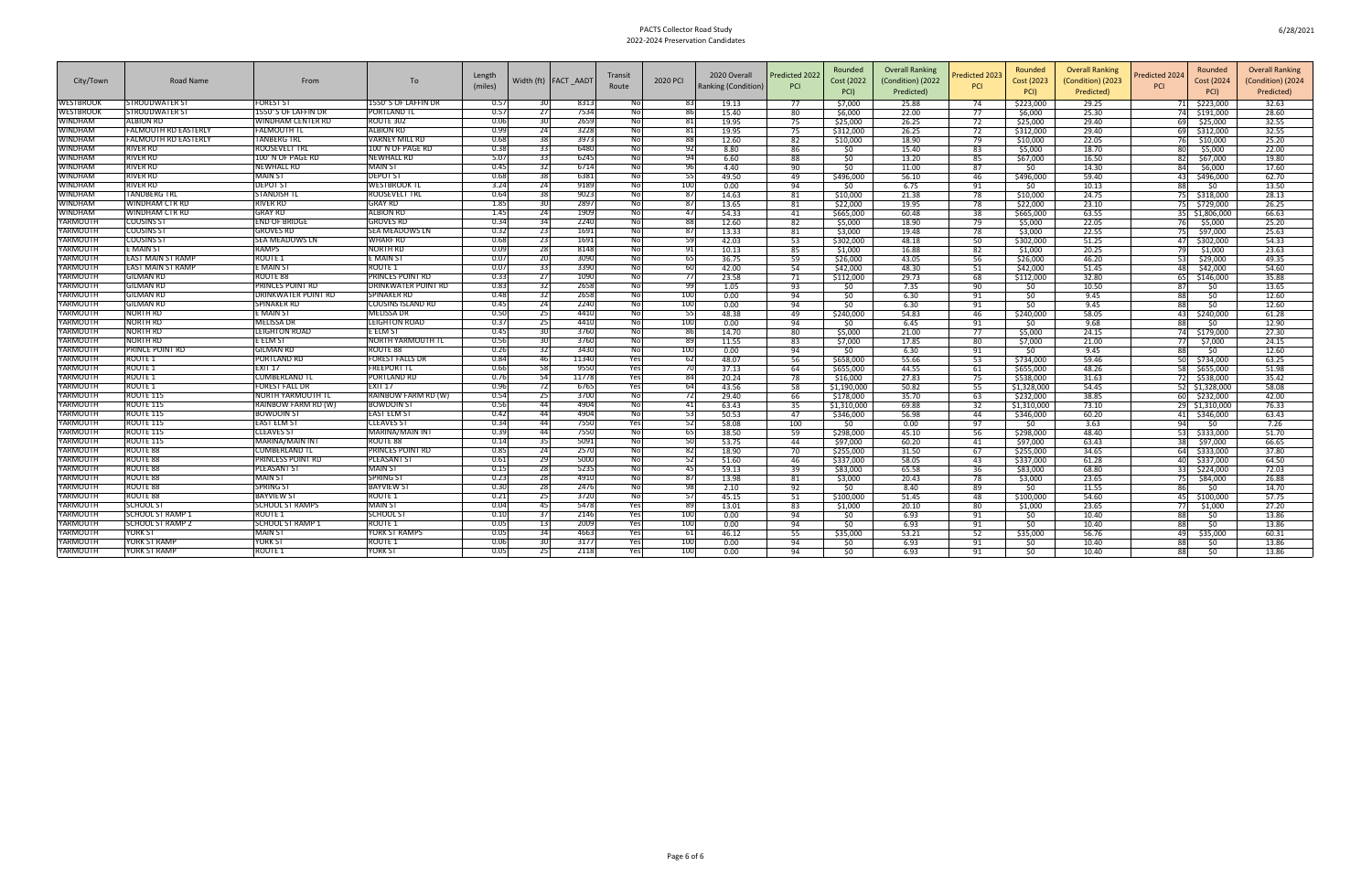# PACTS Collector Road Study
## 2022-2024 Preservation Candidates

6/28/2021

| City/Town | Road Name | From | To | Length (miles) | Width (ft) | FACT _AADT | Transit Route | 2020 PCI | 2020 Overall Ranking (Condition) | Predicted 2022 PCI | Rounded Cost (2022 PCI) | Overall Ranking (Condition) (2022 Predicted) | Predicted 2023 PCI | Rounded Cost (2023 PCI) | Overall Ranking (Condition) (2023 Predicted) | Predicted 2024 PCI | Rounded Cost (2024 PCI) | Overall Ranking (Condition) (2024 Predicted) |
|---|---|---|---|---|---|---|---|---|---|---|---|---|---|---|---|---|---|---|
| WESTBROOK | STROUDWATER ST | FOREST ST | 1550' S OF LAFFIN DR | 0.57 | 30 | 8313 | No | 83 | 19.13 | 77 | $7,000 | 25.88 | 74 | $223,000 | 29.25 | 71 | $223,000 | 32.63 |
| WESTBROOK | STROUDWATER ST | 1550' S OF LAFFIN DR | PORTLAND TL | 0.57 | 27 | 7534 | No | 86 | 15.40 | 80 | $6,000 | 22.00 | 77 | $6,000 | 25.30 | 74 | $191,000 | 28.60 |
| WINDHAM | ALBION RD | WINDHAM CENTER RD | ROUTE 302 | 0.06 | 30 | 2659 | No | 81 | 19.95 | 75 | $25,000 | 26.25 | 72 | $25,000 | 29.40 | 69 | $25,000 | 32.55 |
| WINDHAM | FALMOUTH RD EASTERLY | FALMOUTH TL | ALBION RD | 0.99 | 24 | 3228 | No | 81 | 19.95 | 75 | $312,000 | 26.25 | 72 | $312,000 | 29.40 | 69 | $312,000 | 32.55 |
| WINDHAM | FALMOUTH RD EASTERLY | TANDBERG TRL | VARNEY MILL RD | 0.68 | 38 | 3973 | No | 88 | 12.60 | 82 | $10,000 | 18.90 | 79 | $10,000 | 22.05 | 76 | $10,000 | 25.20 |
| WINDHAM | RIVER RD | ROOSEVELT TRL | 100' N OF PAGE RD | 0.38 | 33 | 6480 | No | 92 | 8.80 | 86 | $0 | 15.40 | 83 | $5,000 | 18.70 | 80 | $5,000 | 22.00 |
| WINDHAM | RIVER RD | 100' N OF PAGE RD | NEWHALL RD | 5.07 | 33 | 6245 | No | 94 | 6.60 | 88 | $0 | 13.20 | 85 | $67,000 | 16.50 | 82 | $67,000 | 19.80 |
| WINDHAM | RIVER RD | NEWHALL RD | MAIN ST | 0.45 | 32 | 6714 | No | 96 | 4.40 | 90 | $0 | 11.00 | 87 | $0 | 14.30 | 84 | $6,000 | 17.60 |
| WINDHAM | RIVER RD | MAIN ST | DEPOT ST | 0.68 | 38 | 6381 | No | 55 | 49.50 | 49 | $496,000 | 56.10 | 46 | $496,000 | 59.40 | 43 | $496,000 | 62.70 |
| WINDHAM | RIVER RD | DEPOT ST | WESTBROOK TL | 3.24 | 24 | 9189 | No | 100 | 0.00 | 94 | $0 | 6.75 | 91 | $0 | 10.13 | 88 | $0 | 13.50 |
| WINDHAM | TANDBERG TRL | STANDISH TL | ROOSEVELT TRL | 0.64 | 38 | 9023 | No | 87 | 14.63 | 81 | $10,000 | 21.38 | 78 | $10,000 | 24.75 | 75 | $318,000 | 28.13 |
| WINDHAM | WINDHAM CTR RD | RIVER RD | GRAY RD | 1.85 | 30 | 2897 | No | 87 | 13.65 | 81 | $22,000 | 19.95 | 78 | $22,000 | 23.10 | 75 | $729,000 | 26.25 |
| WINDHAM | WINDHAM CTR RD | GRAY RD | ALBION RD | 1.45 | 24 | 1909 | No | 47 | 54.33 | 41 | $665,000 | 60.48 | 38 | $665,000 | 63.55 | 35 | $1,806,000 | 66.63 |
| YARMOUTH | COUSINS ST | END OF BRIDGE | GROVES RD | 0.34 | 34 | 2240 | No | 88 | 12.60 | 82 | $5,000 | 18.90 | 79 | $5,000 | 22.05 | 76 | $5,000 | 25.20 |
| YARMOUTH | COUSINS ST | GROVES RD | SEA MEADOWS LN | 0.32 | 23 | 1691 | No | 87 | 13.33 | 81 | $3,000 | 19.48 | 78 | $3,000 | 22.55 | 75 | $97,000 | 25.63 |
| YARMOUTH | COUSINS ST | SEA MEADOWS LN | WHARF RD | 0.68 | 23 | 1691 | No | 59 | 42.03 | 53 | $302,000 | 48.18 | 50 | $302,000 | 51.25 | 47 | $302,000 | 54.33 |
| YARMOUTH | E MAIN ST | RAMPS | NORTH RD | 0.09 | 28 | 8148 | No | 91 | 10.13 | 85 | $1,000 | 16.88 | 82 | $1,000 | 20.25 | 79 | $1,000 | 23.63 |
| YARMOUTH | EAST MAIN ST RAMP | ROUTE 1 | E MAIN ST | 0.07 | 20 | 3090 | No | 65 | 36.75 | 59 | $26,000 | 43.05 | 56 | $26,000 | 46.20 | 53 | $29,000 | 49.35 |
| YARMOUTH | EAST MAIN ST RAMP | E MAIN ST | ROUTE 1 | 0.07 | 33 | 3390 | No | 60 | 42.00 | 54 | $42,000 | 48.30 | 51 | $42,000 | 51.45 | 48 | $42,000 | 54.60 |
| YARMOUTH | GILMAN RD | ROUTE 88 | PRINCES POINT RD | 0.33 | 27 | 1090 | No | 77 | 23.58 | 71 | $112,000 | 29.73 | 68 | $112,000 | 32.80 | 65 | $146,000 | 35.88 |
| YARMOUTH | GILMAN RD | PRINCES POINT RD | DRINKWATER POINT RD | 0.83 | 32 | 2658 | No | 99 | 1.05 | 93 | $0 | 7.35 | 90 | $0 | 10.50 | 87 | $0 | 13.65 |
| YARMOUTH | GILMAN RD | DRINKWATER POINT RD | SPINAKER RD | 0.48 | 32 | 2658 | No | 100 | 0.00 | 94 | $0 | 6.30 | 91 | $0 | 9.45 | 88 | $0 | 12.60 |
| YARMOUTH | GILMAN RD | SPINAKER RD | COUSINS ISLAND RD | 0.45 | 24 | 2240 | No | 100 | 0.00 | 94 | $0 | 6.30 | 91 | $0 | 9.45 | 88 | $0 | 12.60 |
| YARMOUTH | NORTH RD | E MAIN ST | MELISSA DR | 0.50 | 25 | 4410 | No | 55 | 48.38 | 49 | $240,000 | 54.83 | 46 | $240,000 | 58.05 | 43 | $240,000 | 61.28 |
| YARMOUTH | NORTH RD | MELISSA DR | LEIGHTON ROAD | 0.37 | 25 | 4410 | No | 100 | 0.00 | 94 | $0 | 6.45 | 91 | $0 | 9.68 | 88 | $0 | 12.90 |
| YARMOUTH | NORTH RD | LEIGHTON ROAD | E ELM ST | 0.45 | 30 | 3760 | No | 86 | 14.70 | 80 | $5,000 | 21.00 | 77 | $5,000 | 24.15 | 74 | $179,000 | 27.30 |
| YARMOUTH | NORTH RD | E ELM ST | NORTH YARMOUTH TL | 0.56 | 30 | 3760 | No | 89 | 11.55 | 83 | $7,000 | 17.85 | 80 | $7,000 | 21.00 | 77 | $7,000 | 24.15 |
| YARMOUTH | PRINCE POINT RD | GILMAN RD | ROUTE 88 | 0.26 | 32 | 3430 | No | 100 | 0.00 | 94 | $0 | 6.30 | 91 | $0 | 9.45 | 88 | $0 | 12.60 |
| YARMOUTH | ROUTE 1 | PORTLAND RD | FOREST FALLS DR | 0.84 | 46 | 11340 | Yes | 62 | 48.07 | 56 | $658,000 | 55.66 | 53 | $734,000 | 59.46 | 50 | $734,000 | 63.25 |
| YARMOUTH | ROUTE 1 | EXIT 17 | FREEPORT TL | 0.66 | 58 | 9550 | Yes | 70 | 37.13 | 64 | $655,000 | 44.55 | 61 | $655,000 | 48.26 | 58 | $655,000 | 51.98 |
| YARMOUTH | ROUTE 1 | CUMBERLAND TL | PORTLAND RD | 0.76 | 54 | 11778 | Yes | 84 | 20.24 | 78 | $16,000 | 27.83 | 75 | $538,000 | 31.63 | 72 | $538,000 | 35.42 |
| YARMOUTH | ROUTE 1 | FOREST FALL DR | EXIT 17 | 0.96 | 72 | 6765 | Yes | 64 | 43.56 | 58 | $1,190,000 | 50.82 | 55 | $1,328,000 | 54.45 | 52 | $1,328,000 | 58.08 |
| YARMOUTH | ROUTE 115 | NORTH YARMOUTH TL | RAINBOW FARM RD (W) | 0.54 | 25 | 3700 | No | 72 | 29.40 | 66 | $178,000 | 35.70 | 63 | $232,000 | 38.85 | 60 | $232,000 | 42.00 |
| YARMOUTH | ROUTE 115 | RAINBOW FARM RD (W) | BOWDOIN ST | 0.56 | 44 | 4904 | No | 41 | 63.43 | 35 | $1,310,000 | 69.88 | 32 | $1,310,000 | 73.10 | 29 | $1,310,000 | 76.33 |
| YARMOUTH | ROUTE 115 | BOWDOIN ST | EAST ELM ST | 0.42 | 44 | 4904 | No | 53 | 50.53 | 47 | $346,000 | 56.98 | 44 | $346,000 | 60.20 | 41 | $346,000 | 63.43 |
| YARMOUTH | ROUTE 115 | EAST ELM ST | CLEAVES ST | 0.34 | 44 | 7550 | Yes | 52 | 58.08 | 100 | $0 | 0.00 | 97 | $0 | 3.63 | 94 | $0 | 7.26 |
| YARMOUTH | ROUTE 115 | CLEAVES ST | MARINA/MAIN INT | 0.39 | 44 | 7550 | No | 65 | 38.50 | 59 | $298,000 | 45.10 | 56 | $298,000 | 48.40 | 53 | $333,000 | 51.70 |
| YARMOUTH | ROUTE 115 | MARINA/MAIN INT | ROUTE 88 | 0.14 | 35 | 5091 | No | 50 | 53.75 | 44 | $97,000 | 60.20 | 41 | $97,000 | 63.43 | 38 | $97,000 | 66.65 |
| YARMOUTH | ROUTE 88 | CUMBERLAND TL | PRINCES POINT RD | 0.85 | 24 | 2570 | No | 82 | 18.90 | 70 | $255,000 | 31.50 | 67 | $255,000 | 34.65 | 64 | $333,000 | 37.80 |
| YARMOUTH | ROUTE 88 | PRINCESS POINT RD | PLEASANT ST | 0.61 | 29 | 5000 | No | 52 | 51.60 | 46 | $337,000 | 58.05 | 43 | $337,000 | 61.28 | 40 | $337,000 | 64.50 |
| YARMOUTH | ROUTE 88 | PLEASANT ST | MAIN ST | 0.15 | 28 | 5235 | No | 45 | 59.13 | 39 | $83,000 | 65.58 | 36 | $83,000 | 68.80 | 33 | $224,000 | 72.03 |
| YARMOUTH | ROUTE 88 | MAIN ST | SPRING ST | 0.23 | 28 | 4910 | No | 87 | 13.98 | 81 | $3,000 | 20.43 | 78 | $3,000 | 23.65 | 75 | $84,000 | 26.88 |
| YARMOUTH | ROUTE 88 | SPRING ST | BAYVIEW ST | 0.30 | 28 | 2476 | No | 98 | 2.10 | 92 | $0 | 8.40 | 89 | $0 | 11.55 | 86 | $0 | 14.70 |
| YARMOUTH | ROUTE 88 | BAYVIEW ST | ROUTE 1 | 0.21 | 25 | 3720 | No | 57 | 45.15 | 51 | $100,000 | 51.45 | 48 | $100,000 | 54.60 | 45 | $100,000 | 57.75 |
| YARMOUTH | SCHOOL ST | SCHOOL ST RAMPS | MAIN ST | 0.04 | 45 | 5478 | Yes | 89 | 13.01 | 83 | $1,000 | 20.10 | 80 | $1,000 | 23.65 | 77 | $1,000 | 27.20 |
| YARMOUTH | SCHOOL ST RAMP 1 | ROUTE 1 | SCHOOL ST | 0.10 | 37 | 2146 | Yes | 100 | 0.00 | 94 | $0 | 6.93 | 91 | $0 | 10.40 | 88 | $0 | 13.86 |
| YARMOUTH | SCHOOL ST RAMP 2 | SCHOOL ST RAMP 1 | ROUTE 1 | 0.05 | 13 | 2009 | Yes | 100 | 0.00 | 94 | $0 | 6.93 | 91 | $0 | 10.40 | 88 | $0 | 13.86 |
| YARMOUTH | YORK ST | MAIN ST | YORK ST RAMPS | 0.05 | 34 | 4663 | Yes | 61 | 46.12 | 55 | $35,000 | 53.21 | 52 | $35,000 | 56.76 | 49 | $35,000 | 60.31 |
| YARMOUTH | YORK ST RAMP | YORK ST | ROUTE 1 | 0.06 | 30 | 3177 | Yes | 100 | 0.00 | 94 | $0 | 6.93 | 91 | $0 | 10.40 | 88 | $0 | 13.86 |
| YARMOUTH | YORK ST RAMP | ROUTE 1 | YORK ST | 0.05 | 25 | 2118 | Yes | 100 | 0.00 | 94 | $0 | 6.93 | 91 | $0 | 10.40 | 88 | $0 | 13.86 |